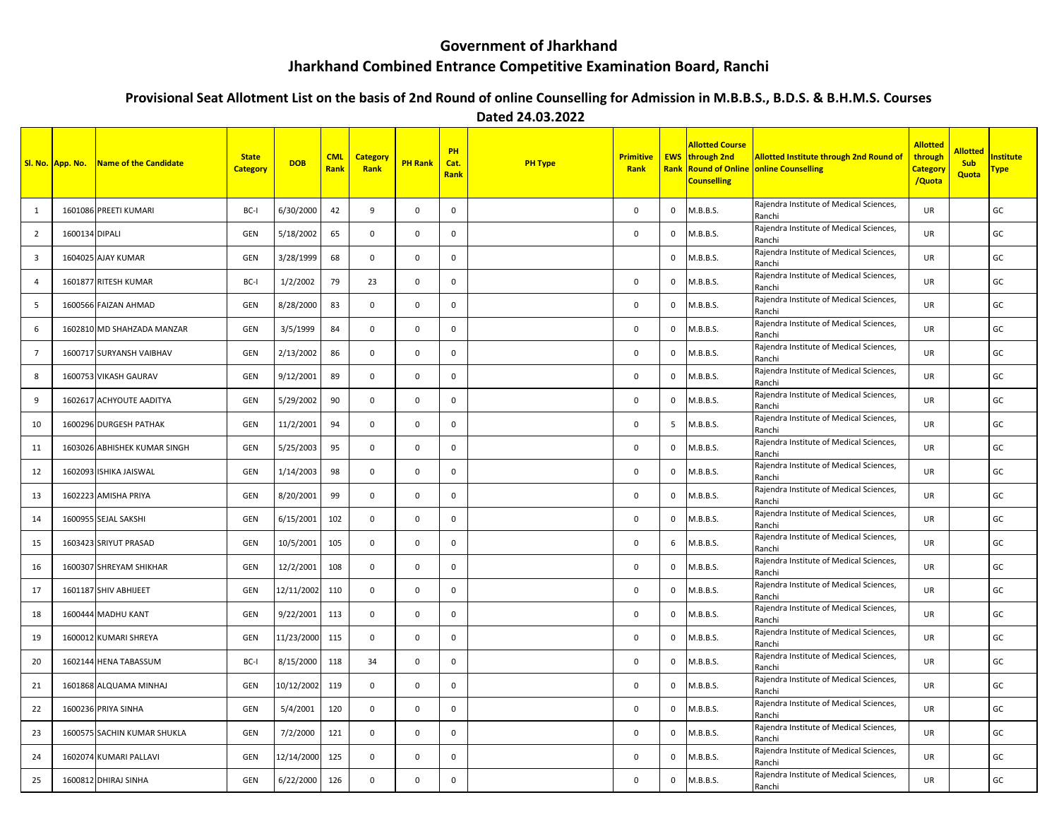# Government of Jharkhand

# Jharkhand Combined Entrance Competitive Examination Board, Ranchi

## Provisional Seat Allotment List on the basis of 2nd Round of online Counselling for Admission in M.B.B.S., B.D.S. & B.H.M.S. Courses

### Dated 24.03.2022

| Sl. No. | App. No. | Name of the Candidate | State Category | DOB | CML Rank | Category Rank | PH Rank | PH Cat. Rank | PH Type | Primitive Rank | EWS Rank | Allotted Course through 2nd Round of Online Counselling | Allotted Institute through 2nd Round of online Counselling | Allotted through Category /Quota | Allotted Sub Quota | Institute Type |
|---|---|---|---|---|---|---|---|---|---|---|---|---|---|---|---|---|
| 1 | 1601086 | PREETI KUMARI | BC-I | 6/30/2000 | 42 | 9 | 0 | 0 | | 0 | 0 | M.B.B.S. | Rajendra Institute of Medical Sciences, Ranchi | UR | | GC |
| 2 | 1600134 | DIPALI | GEN | 5/18/2002 | 65 | 0 | 0 | 0 | | 0 | 0 | M.B.B.S. | Rajendra Institute of Medical Sciences, Ranchi | UR | | GC |
| 3 | 1604025 | AJAY KUMAR | GEN | 3/28/1999 | 68 | 0 | 0 | 0 | | | 0 | M.B.B.S. | Rajendra Institute of Medical Sciences, Ranchi | UR | | GC |
| 4 | 1601877 | RITESH KUMAR | BC-I | 1/2/2002 | 79 | 23 | 0 | 0 | | 0 | 0 | M.B.B.S. | Rajendra Institute of Medical Sciences, Ranchi | UR | | GC |
| 5 | 1600566 | FAIZAN AHMAD | GEN | 8/28/2000 | 83 | 0 | 0 | 0 | | 0 | 0 | M.B.B.S. | Rajendra Institute of Medical Sciences, Ranchi | UR | | GC |
| 6 | 1602810 | MD SHAHZADA MANZAR | GEN | 3/5/1999 | 84 | 0 | 0 | 0 | | 0 | 0 | M.B.B.S. | Rajendra Institute of Medical Sciences, Ranchi | UR | | GC |
| 7 | 1600717 | SURYANSH VAIBHAV | GEN | 2/13/2002 | 86 | 0 | 0 | 0 | | 0 | 0 | M.B.B.S. | Rajendra Institute of Medical Sciences, Ranchi | UR | | GC |
| 8 | 1600753 | VIKASH GAURAV | GEN | 9/12/2001 | 89 | 0 | 0 | 0 | | 0 | 0 | M.B.B.S. | Rajendra Institute of Medical Sciences, Ranchi | UR | | GC |
| 9 | 1602617 | ACHYOUTE AADITYA | GEN | 5/29/2002 | 90 | 0 | 0 | 0 | | 0 | 0 | M.B.B.S. | Rajendra Institute of Medical Sciences, Ranchi | UR | | GC |
| 10 | 1600296 | DURGESH PATHAK | GEN | 11/2/2001 | 94 | 0 | 0 | 0 | | 0 | 5 | M.B.B.S. | Rajendra Institute of Medical Sciences, Ranchi | UR | | GC |
| 11 | 1603026 | ABHISHEK KUMAR SINGH | GEN | 5/25/2003 | 95 | 0 | 0 | 0 | | 0 | 0 | M.B.B.S. | Rajendra Institute of Medical Sciences, Ranchi | UR | | GC |
| 12 | 1602093 | ISHIKA JAISWAL | GEN | 1/14/2003 | 98 | 0 | 0 | 0 | | 0 | 0 | M.B.B.S. | Rajendra Institute of Medical Sciences, Ranchi | UR | | GC |
| 13 | 1602223 | AMISHA PRIYA | GEN | 8/20/2001 | 99 | 0 | 0 | 0 | | 0 | 0 | M.B.B.S. | Rajendra Institute of Medical Sciences, Ranchi | UR | | GC |
| 14 | 1600955 | SEJAL SAKSHI | GEN | 6/15/2001 | 102 | 0 | 0 | 0 | | 0 | 0 | M.B.B.S. | Rajendra Institute of Medical Sciences, Ranchi | UR | | GC |
| 15 | 1603423 | SRIYUT PRASAD | GEN | 10/5/2001 | 105 | 0 | 0 | 0 | | 0 | 6 | M.B.B.S. | Rajendra Institute of Medical Sciences, Ranchi | UR | | GC |
| 16 | 1600307 | SHREYAM SHIKHAR | GEN | 12/2/2001 | 108 | 0 | 0 | 0 | | 0 | 0 | M.B.B.S. | Rajendra Institute of Medical Sciences, Ranchi | UR | | GC |
| 17 | 1601187 | SHIV ABHIJEET | GEN | 12/11/2002 | 110 | 0 | 0 | 0 | | 0 | 0 | M.B.B.S. | Rajendra Institute of Medical Sciences, Ranchi | UR | | GC |
| 18 | 1600444 | MADHU KANT | GEN | 9/22/2001 | 113 | 0 | 0 | 0 | | 0 | 0 | M.B.B.S. | Rajendra Institute of Medical Sciences, Ranchi | UR | | GC |
| 19 | 1600012 | KUMARI SHREYA | GEN | 11/23/2000 | 115 | 0 | 0 | 0 | | 0 | 0 | M.B.B.S. | Rajendra Institute of Medical Sciences, Ranchi | UR | | GC |
| 20 | 1602144 | HENA TABASSUM | BC-I | 8/15/2000 | 118 | 34 | 0 | 0 | | 0 | 0 | M.B.B.S. | Rajendra Institute of Medical Sciences, Ranchi | UR | | GC |
| 21 | 1601868 | ALQUAMA MINHAJ | GEN | 10/12/2002 | 119 | 0 | 0 | 0 | | 0 | 0 | M.B.B.S. | Rajendra Institute of Medical Sciences, Ranchi | UR | | GC |
| 22 | 1600236 | PRIYA SINHA | GEN | 5/4/2001 | 120 | 0 | 0 | 0 | | 0 | 0 | M.B.B.S. | Rajendra Institute of Medical Sciences, Ranchi | UR | | GC |
| 23 | 1600575 | SACHIN KUMAR SHUKLA | GEN | 7/2/2000 | 121 | 0 | 0 | 0 | | 0 | 0 | M.B.B.S. | Rajendra Institute of Medical Sciences, Ranchi | UR | | GC |
| 24 | 1602074 | KUMARI PALLAVI | GEN | 12/14/2000 | 125 | 0 | 0 | 0 | | 0 | 0 | M.B.B.S. | Rajendra Institute of Medical Sciences, Ranchi | UR | | GC |
| 25 | 1600812 | DHIRAJ SINHA | GEN | 6/22/2000 | 126 | 0 | 0 | 0 | | 0 | 0 | M.B.B.S. | Rajendra Institute of Medical Sciences, Ranchi | UR | | GC |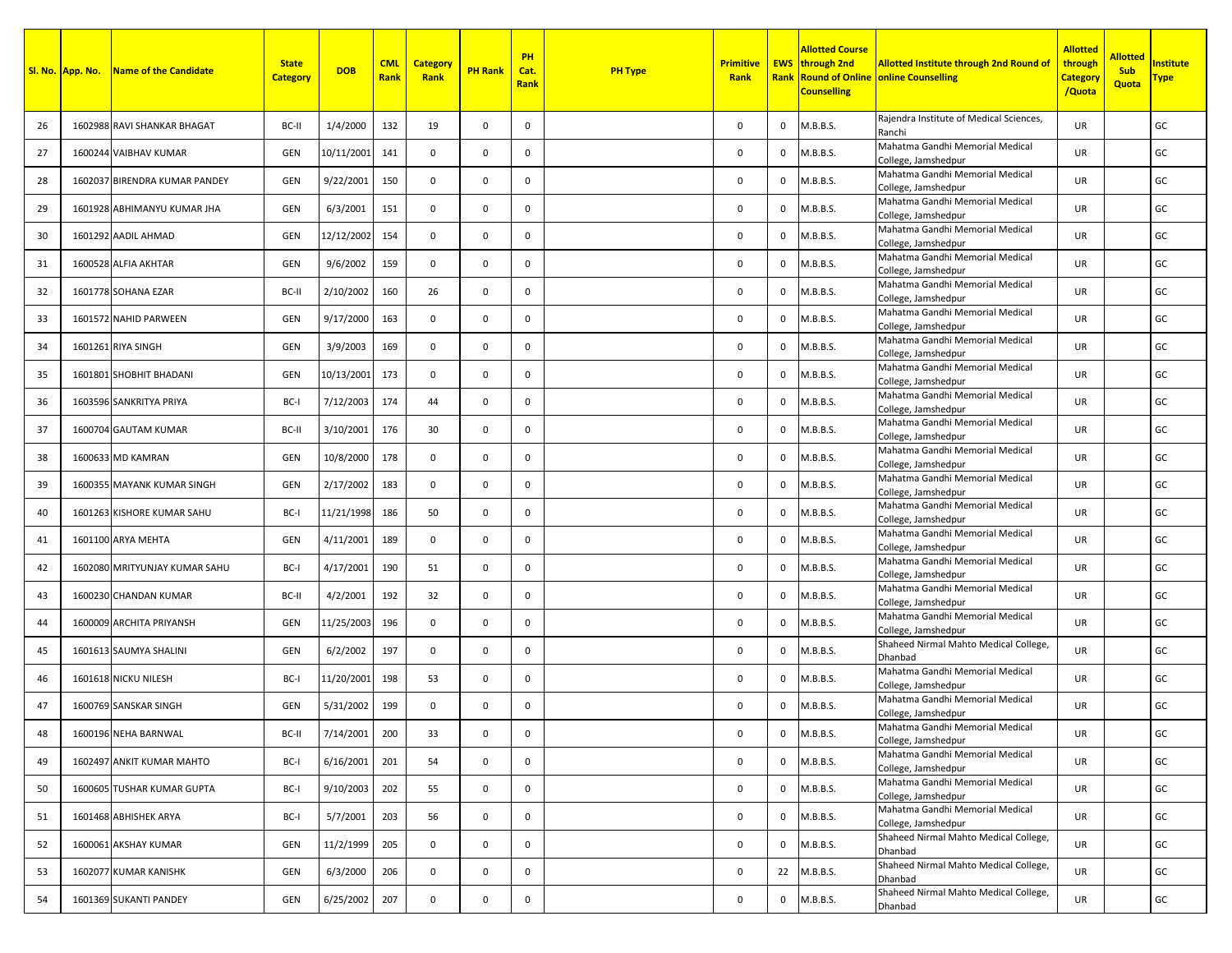| Sl. No. | App. No. | Name of the Candidate | State Category | DOB | CML Rank | Category Rank | PH Rank | PH Cat. Rank | PH Type | Primitive Rank | EWS Rank | Allotted Course through 2nd Round of Online Counselling | Allotted Institute through 2nd Round of online Counselling | Allotted through Category /Quota | Allotted Sub Quota | Institute Type |
|---|---|---|---|---|---|---|---|---|---|---|---|---|---|---|---|---|
| 26 | 1602988 | RAVI SHANKAR BHAGAT | BC-II | 1/4/2000 | 132 | 19 | 0 | 0 | | 0 | 0 | M.B.B.S. | Rajendra Institute of Medical Sciences, Ranchi | UR | | GC |
| 27 | 1600244 | VAIBHAV KUMAR | GEN | 10/11/2001 | 141 | 0 | 0 | 0 | | 0 | 0 | M.B.B.S. | Mahatma Gandhi Memorial Medical College, Jamshedpur | UR | | GC |
| 28 | 1602037 | BIRENDRA KUMAR PANDEY | GEN | 9/22/2001 | 150 | 0 | 0 | 0 | | 0 | 0 | M.B.B.S. | Mahatma Gandhi Memorial Medical College, Jamshedpur | UR | | GC |
| 29 | 1601928 | ABHIMANYU KUMAR JHA | GEN | 6/3/2001 | 151 | 0 | 0 | 0 | | 0 | 0 | M.B.B.S. | Mahatma Gandhi Memorial Medical College, Jamshedpur | UR | | GC |
| 30 | 1601292 | AADIL AHMAD | GEN | 12/12/2002 | 154 | 0 | 0 | 0 | | 0 | 0 | M.B.B.S. | Mahatma Gandhi Memorial Medical College, Jamshedpur | UR | | GC |
| 31 | 1600528 | ALFIA AKHTAR | GEN | 9/6/2002 | 159 | 0 | 0 | 0 | | 0 | 0 | M.B.B.S. | Mahatma Gandhi Memorial Medical College, Jamshedpur | UR | | GC |
| 32 | 1601778 | SOHANA EZAR | BC-II | 2/10/2002 | 160 | 26 | 0 | 0 | | 0 | 0 | M.B.B.S. | Mahatma Gandhi Memorial Medical College, Jamshedpur | UR | | GC |
| 33 | 1601572 | NAHID PARWEEN | GEN | 9/17/2000 | 163 | 0 | 0 | 0 | | 0 | 0 | M.B.B.S. | Mahatma Gandhi Memorial Medical College, Jamshedpur | UR | | GC |
| 34 | 1601261 | RIYA SINGH | GEN | 3/9/2003 | 169 | 0 | 0 | 0 | | 0 | 0 | M.B.B.S. | Mahatma Gandhi Memorial Medical College, Jamshedpur | UR | | GC |
| 35 | 1601801 | SHOBHIT BHADANI | GEN | 10/13/2001 | 173 | 0 | 0 | 0 | | 0 | 0 | M.B.B.S. | Mahatma Gandhi Memorial Medical College, Jamshedpur | UR | | GC |
| 36 | 1603596 | SANKRITYA PRIYA | BC-I | 7/12/2003 | 174 | 44 | 0 | 0 | | 0 | 0 | M.B.B.S. | Mahatma Gandhi Memorial Medical College, Jamshedpur | UR | | GC |
| 37 | 1600704 | GAUTAM KUMAR | BC-II | 3/10/2001 | 176 | 30 | 0 | 0 | | 0 | 0 | M.B.B.S. | Mahatma Gandhi Memorial Medical College, Jamshedpur | UR | | GC |
| 38 | 1600633 | MD KAMRAN | GEN | 10/8/2000 | 178 | 0 | 0 | 0 | | 0 | 0 | M.B.B.S. | Mahatma Gandhi Memorial Medical College, Jamshedpur | UR | | GC |
| 39 | 1600355 | MAYANK KUMAR SINGH | GEN | 2/17/2002 | 183 | 0 | 0 | 0 | | 0 | 0 | M.B.B.S. | Mahatma Gandhi Memorial Medical College, Jamshedpur | UR | | GC |
| 40 | 1601263 | KISHORE KUMAR SAHU | BC-I | 11/21/1998 | 186 | 50 | 0 | 0 | | 0 | 0 | M.B.B.S. | Mahatma Gandhi Memorial Medical College, Jamshedpur | UR | | GC |
| 41 | 1601100 | ARYA MEHTA | GEN | 4/11/2001 | 189 | 0 | 0 | 0 | | 0 | 0 | M.B.B.S. | Mahatma Gandhi Memorial Medical College, Jamshedpur | UR | | GC |
| 42 | 1602080 | MRITYUNJAY KUMAR SAHU | BC-I | 4/17/2001 | 190 | 51 | 0 | 0 | | 0 | 0 | M.B.B.S. | Mahatma Gandhi Memorial Medical College, Jamshedpur | UR | | GC |
| 43 | 1600230 | CHANDAN KUMAR | BC-II | 4/2/2001 | 192 | 32 | 0 | 0 | | 0 | 0 | M.B.B.S. | Mahatma Gandhi Memorial Medical College, Jamshedpur | UR | | GC |
| 44 | 1600009 | ARCHITA PRIYANSH | GEN | 11/25/2003 | 196 | 0 | 0 | 0 | | 0 | 0 | M.B.B.S. | Mahatma Gandhi Memorial Medical College, Jamshedpur | UR | | GC |
| 45 | 1601613 | SAUMYA SHALINI | GEN | 6/2/2002 | 197 | 0 | 0 | 0 | | 0 | 0 | M.B.B.S. | Shaheed Nirmal Mahto Medical College, Dhanbad | UR | | GC |
| 46 | 1601618 | NICKU NILESH | BC-I | 11/20/2001 | 198 | 53 | 0 | 0 | | 0 | 0 | M.B.B.S. | Mahatma Gandhi Memorial Medical College, Jamshedpur | UR | | GC |
| 47 | 1600769 | SANSKAR SINGH | GEN | 5/31/2002 | 199 | 0 | 0 | 0 | | 0 | 0 | M.B.B.S. | Mahatma Gandhi Memorial Medical College, Jamshedpur | UR | | GC |
| 48 | 1600196 | NEHA BARNWAL | BC-II | 7/14/2001 | 200 | 33 | 0 | 0 | | 0 | 0 | M.B.B.S. | Mahatma Gandhi Memorial Medical College, Jamshedpur | UR | | GC |
| 49 | 1602497 | ANKIT KUMAR MAHTO | BC-I | 6/16/2001 | 201 | 54 | 0 | 0 | | 0 | 0 | M.B.B.S. | Mahatma Gandhi Memorial Medical College, Jamshedpur | UR | | GC |
| 50 | 1600605 | TUSHAR KUMAR GUPTA | BC-I | 9/10/2003 | 202 | 55 | 0 | 0 | | 0 | 0 | M.B.B.S. | Mahatma Gandhi Memorial Medical College, Jamshedpur | UR | | GC |
| 51 | 1601468 | ABHISHEK ARYA | BC-I | 5/7/2001 | 203 | 56 | 0 | 0 | | 0 | 0 | M.B.B.S. | Mahatma Gandhi Memorial Medical College, Jamshedpur | UR | | GC |
| 52 | 1600061 | AKSHAY KUMAR | GEN | 11/2/1999 | 205 | 0 | 0 | 0 | | 0 | 0 | M.B.B.S. | Shaheed Nirmal Mahto Medical College, Dhanbad | UR | | GC |
| 53 | 1602077 | KUMAR KANISHK | GEN | 6/3/2000 | 206 | 0 | 0 | 0 | | 0 | 22 | M.B.B.S. | Shaheed Nirmal Mahto Medical College, Dhanbad | UR | | GC |
| 54 | 1601369 | SUKANTI PANDEY | GEN | 6/25/2002 | 207 | 0 | 0 | 0 | | 0 | 0 | M.B.B.S. | Shaheed Nirmal Mahto Medical College, Dhanbad | UR | | GC |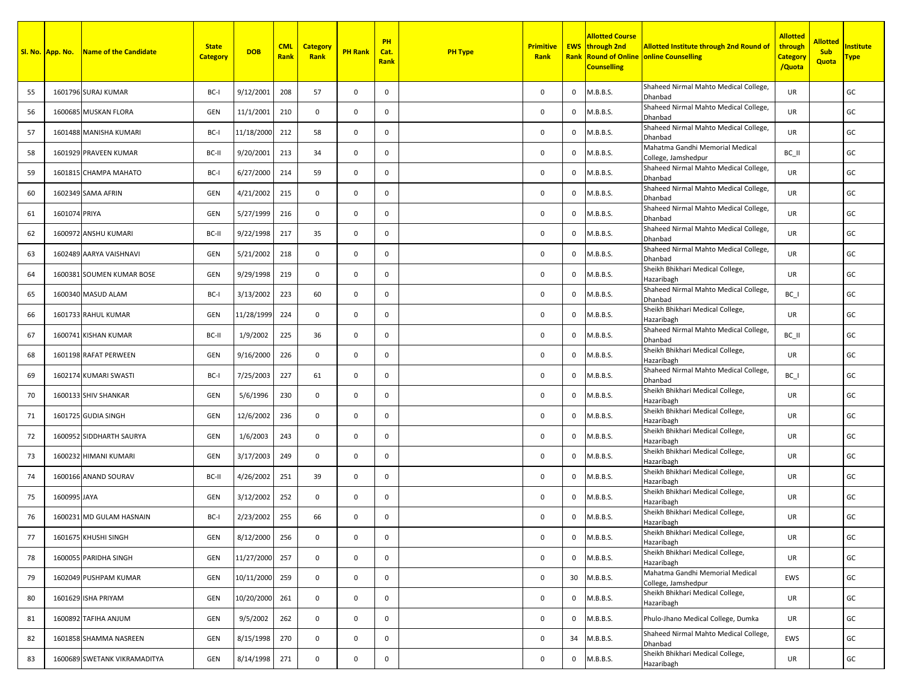| Sl. No. | App. No. | Name of the Candidate | State Category | DOB | CML Rank | Category Rank | PH Rank | PH Cat. Rank | PH Type | Primitive Rank | EWS Rank | Allotted Course through 2nd Round of Online Counselling | Allotted Institute through 2nd Round of online Counselling | Allotted through Category /Quota | Allotted Sub Quota | Institute Type |
|---|---|---|---|---|---|---|---|---|---|---|---|---|---|---|---|---|
| 55 | 1601796 | SURAJ KUMAR | BC-I | 9/12/2001 | 208 | 57 | 0 | 0 | | 0 | 0 | M.B.B.S. | Shaheed Nirmal Mahto Medical College, Dhanbad | UR | | GC |
| 56 | 1600685 | MUSKAN FLORA | GEN | 11/1/2001 | 210 | 0 | 0 | 0 | | 0 | 0 | M.B.B.S. | Shaheed Nirmal Mahto Medical College, Dhanbad | UR | | GC |
| 57 | 1601488 | MANISHA KUMARI | BC-I | 11/18/2000 | 212 | 58 | 0 | 0 | | 0 | 0 | M.B.B.S. | Shaheed Nirmal Mahto Medical College, Dhanbad | UR | | GC |
| 58 | 1601929 | PRAVEEN KUMAR | BC-II | 9/20/2001 | 213 | 34 | 0 | 0 | | 0 | 0 | M.B.B.S. | Mahatma Gandhi Memorial Medical College, Jamshedpur | BC_II | | GC |
| 59 | 1601815 | CHAMPA MAHATO | BC-I | 6/27/2000 | 214 | 59 | 0 | 0 | | 0 | 0 | M.B.B.S. | Shaheed Nirmal Mahto Medical College, Dhanbad | UR | | GC |
| 60 | 1602349 | SAMA AFRIN | GEN | 4/21/2002 | 215 | 0 | 0 | 0 | | 0 | 0 | M.B.B.S. | Shaheed Nirmal Mahto Medical College, Dhanbad | UR | | GC |
| 61 | 1601074 | PRIYA | GEN | 5/27/1999 | 216 | 0 | 0 | 0 | | 0 | 0 | M.B.B.S. | Shaheed Nirmal Mahto Medical College, Dhanbad | UR | | GC |
| 62 | 1600972 | ANSHU KUMARI | BC-II | 9/22/1998 | 217 | 35 | 0 | 0 | | 0 | 0 | M.B.B.S. | Shaheed Nirmal Mahto Medical College, Dhanbad | UR | | GC |
| 63 | 1602489 | AARYA VAISHNAVI | GEN | 5/21/2002 | 218 | 0 | 0 | 0 | | 0 | 0 | M.B.B.S. | Shaheed Nirmal Mahto Medical College, Dhanbad | UR | | GC |
| 64 | 1600381 | SOUMEN KUMAR BOSE | GEN | 9/29/1998 | 219 | 0 | 0 | 0 | | 0 | 0 | M.B.B.S. | Sheikh Bhikhari Medical College, Hazaribagh | UR | | GC |
| 65 | 1600340 | MASUD ALAM | BC-I | 3/13/2002 | 223 | 60 | 0 | 0 | | 0 | 0 | M.B.B.S. | Shaheed Nirmal Mahto Medical College, Dhanbad | BC_I | | GC |
| 66 | 1601733 | RAHUL KUMAR | GEN | 11/28/1999 | 224 | 0 | 0 | 0 | | 0 | 0 | M.B.B.S. | Sheikh Bhikhari Medical College, Hazaribagh | UR | | GC |
| 67 | 1600741 | KISHAN KUMAR | BC-II | 1/9/2002 | 225 | 36 | 0 | 0 | | 0 | 0 | M.B.B.S. | Shaheed Nirmal Mahto Medical College, Dhanbad | BC_II | | GC |
| 68 | 1601198 | RAFAT PERWEEN | GEN | 9/16/2000 | 226 | 0 | 0 | 0 | | 0 | 0 | M.B.B.S. | Sheikh Bhikhari Medical College, Hazaribagh | UR | | GC |
| 69 | 1602174 | KUMARI SWASTI | BC-I | 7/25/2003 | 227 | 61 | 0 | 0 | | 0 | 0 | M.B.B.S. | Shaheed Nirmal Mahto Medical College, Dhanbad | BC_I | | GC |
| 70 | 1600133 | SHIV SHANKAR | GEN | 5/6/1996 | 230 | 0 | 0 | 0 | | 0 | 0 | M.B.B.S. | Sheikh Bhikhari Medical College, Hazaribagh | UR | | GC |
| 71 | 1601725 | GUDIA SINGH | GEN | 12/6/2002 | 236 | 0 | 0 | 0 | | 0 | 0 | M.B.B.S. | Sheikh Bhikhari Medical College, Hazaribagh | UR | | GC |
| 72 | 1600952 | SIDDHARTH SAURYA | GEN | 1/6/2003 | 243 | 0 | 0 | 0 | | 0 | 0 | M.B.B.S. | Sheikh Bhikhari Medical College, Hazaribagh | UR | | GC |
| 73 | 1600232 | HIMANI KUMARI | GEN | 3/17/2003 | 249 | 0 | 0 | 0 | | 0 | 0 | M.B.B.S. | Sheikh Bhikhari Medical College, Hazaribagh | UR | | GC |
| 74 | 1600166 | ANAND SOURAV | BC-II | 4/26/2002 | 251 | 39 | 0 | 0 | | 0 | 0 | M.B.B.S. | Sheikh Bhikhari Medical College, Hazaribagh | UR | | GC |
| 75 | 1600995 | JAYA | GEN | 3/12/2002 | 252 | 0 | 0 | 0 | | 0 | 0 | M.B.B.S. | Sheikh Bhikhari Medical College, Hazaribagh | UR | | GC |
| 76 | 1600231 | MD GULAM HASNAIN | BC-I | 2/23/2002 | 255 | 66 | 0 | 0 | | 0 | 0 | M.B.B.S. | Sheikh Bhikhari Medical College, Hazaribagh | UR | | GC |
| 77 | 1601675 | KHUSHI SINGH | GEN | 8/12/2000 | 256 | 0 | 0 | 0 | | 0 | 0 | M.B.B.S. | Sheikh Bhikhari Medical College, Hazaribagh | UR | | GC |
| 78 | 1600055 | PARIDHA SINGH | GEN | 11/27/2000 | 257 | 0 | 0 | 0 | | 0 | 0 | M.B.B.S. | Sheikh Bhikhari Medical College, Hazaribagh | UR | | GC |
| 79 | 1602049 | PUSHPAM KUMAR | GEN | 10/11/2000 | 259 | 0 | 0 | 0 | | 0 | 30 | M.B.B.S. | Mahatma Gandhi Memorial Medical College, Jamshedpur | EWS | | GC |
| 80 | 1601629 | ISHA PRIYAM | GEN | 10/20/2000 | 261 | 0 | 0 | 0 | | 0 | 0 | M.B.B.S. | Sheikh Bhikhari Medical College, Hazaribagh | UR | | GC |
| 81 | 1600892 | TAFIHA ANJUM | GEN | 9/5/2002 | 262 | 0 | 0 | 0 | | 0 | 0 | M.B.B.S. | Phulo-Jhano Medical College, Dumka | UR | | GC |
| 82 | 1601858 | SHAMMA NASREEN | GEN | 8/15/1998 | 270 | 0 | 0 | 0 | | 0 | 34 | M.B.B.S. | Shaheed Nirmal Mahto Medical College, Dhanbad | EWS | | GC |
| 83 | 1600689 | SWETANK VIKRAMADITYA | GEN | 8/14/1998 | 271 | 0 | 0 | 0 | | 0 | 0 | M.B.B.S. | Sheikh Bhikhari Medical College, Hazaribagh | UR | | GC |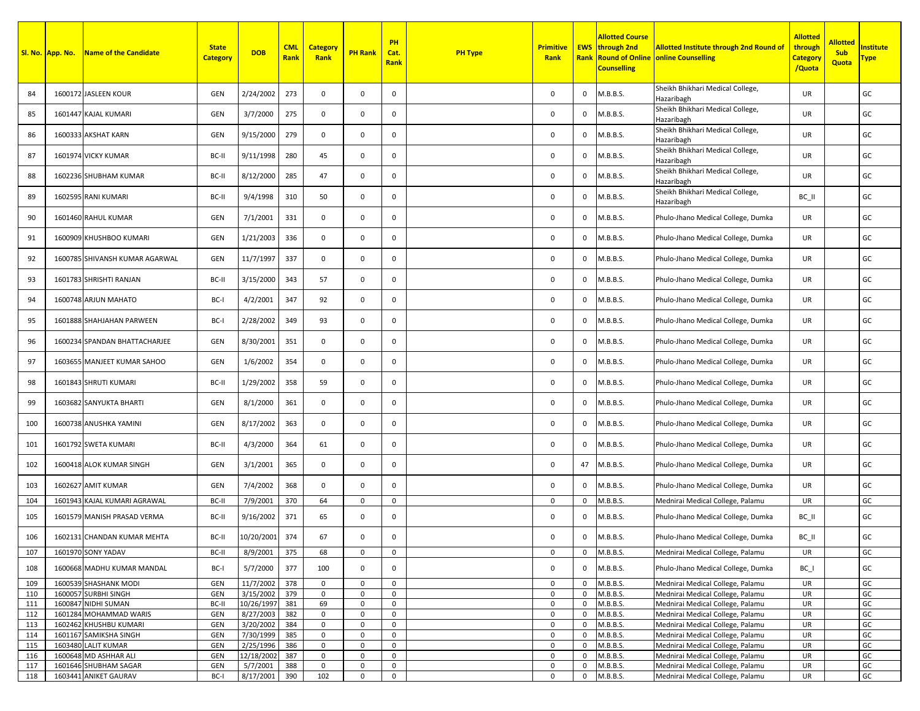| Sl. No. | App. No. | Name of the Candidate | State Category | DOB | CML Rank | Category Rank | PH Rank | PH Cat. Rank | PH Type | Primitive Rank | EWS Rank | Allotted Course through 2nd Round of Online Counselling | Allotted Institute through 2nd Round of online Counselling | Allotted through Category /Quota | Allotted Sub Quota | Institute Type |
|---|---|---|---|---|---|---|---|---|---|---|---|---|---|---|---|---|
| 84 | 1600172 | JASLEEN KOUR | GEN | 2/24/2002 | 273 | 0 | 0 | 0 | | 0 | 0 | M.B.B.S. | Sheikh Bhikhari Medical College, Hazaribagh | UR | | GC |
| 85 | 1601447 | KAJAL KUMARI | GEN | 3/7/2000 | 275 | 0 | 0 | 0 | | 0 | 0 | M.B.B.S. | Sheikh Bhikhari Medical College, Hazaribagh | UR | | GC |
| 86 | 1600333 | AKSHAT KARN | GEN | 9/15/2000 | 279 | 0 | 0 | 0 | | 0 | 0 | M.B.B.S. | Sheikh Bhikhari Medical College, Hazaribagh | UR | | GC |
| 87 | 1601974 | VICKY KUMAR | BC-II | 9/11/1998 | 280 | 45 | 0 | 0 | | 0 | 0 | M.B.B.S. | Sheikh Bhikhari Medical College, Hazaribagh | UR | | GC |
| 88 | 1602236 | SHUBHAM KUMAR | BC-II | 8/12/2000 | 285 | 47 | 0 | 0 | | 0 | 0 | M.B.B.S. | Sheikh Bhikhari Medical College, Hazaribagh | UR | | GC |
| 89 | 1602595 | RANI KUMARI | BC-II | 9/4/1998 | 310 | 50 | 0 | 0 | | 0 | 0 | M.B.B.S. | Sheikh Bhikhari Medical College, Hazaribagh | BC_II | | GC |
| 90 | 1601460 | RAHUL KUMAR | GEN | 7/1/2001 | 331 | 0 | 0 | 0 | | 0 | 0 | M.B.B.S. | Phulo-Jhano Medical College, Dumka | UR | | GC |
| 91 | 1600909 | KHUSHBOO KUMARI | GEN | 1/21/2003 | 336 | 0 | 0 | 0 | | 0 | 0 | M.B.B.S. | Phulo-Jhano Medical College, Dumka | UR | | GC |
| 92 | 1600785 | SHIVANSH KUMAR AGARWAL | GEN | 11/7/1997 | 337 | 0 | 0 | 0 | | 0 | 0 | M.B.B.S. | Phulo-Jhano Medical College, Dumka | UR | | GC |
| 93 | 1601783 | SHRISHTI RANJAN | BC-II | 3/15/2000 | 343 | 57 | 0 | 0 | | 0 | 0 | M.B.B.S. | Phulo-Jhano Medical College, Dumka | UR | | GC |
| 94 | 1600748 | ARJUN MAHATO | BC-I | 4/2/2001 | 347 | 92 | 0 | 0 | | 0 | 0 | M.B.B.S. | Phulo-Jhano Medical College, Dumka | UR | | GC |
| 95 | 1601888 | SHAHJAHAN PARWEEN | BC-I | 2/28/2002 | 349 | 93 | 0 | 0 | | 0 | 0 | M.B.B.S. | Phulo-Jhano Medical College, Dumka | UR | | GC |
| 96 | 1600234 | SPANDAN BHATTACHARJEE | GEN | 8/30/2001 | 351 | 0 | 0 | 0 | | 0 | 0 | M.B.B.S. | Phulo-Jhano Medical College, Dumka | UR | | GC |
| 97 | 1603655 | MANJEET KUMAR SAHOO | GEN | 1/6/2002 | 354 | 0 | 0 | 0 | | 0 | 0 | M.B.B.S. | Phulo-Jhano Medical College, Dumka | UR | | GC |
| 98 | 1601843 | SHRUTI KUMARI | BC-II | 1/29/2002 | 358 | 59 | 0 | 0 | | 0 | 0 | M.B.B.S. | Phulo-Jhano Medical College, Dumka | UR | | GC |
| 99 | 1603682 | SANYUKTA BHARTI | GEN | 8/1/2000 | 361 | 0 | 0 | 0 | | 0 | 0 | M.B.B.S. | Phulo-Jhano Medical College, Dumka | UR | | GC |
| 100 | 1600738 | ANUSHKA YAMINI | GEN | 8/17/2002 | 363 | 0 | 0 | 0 | | 0 | 0 | M.B.B.S. | Phulo-Jhano Medical College, Dumka | UR | | GC |
| 101 | 1601792 | SWETA KUMARI | BC-II | 4/3/2000 | 364 | 61 | 0 | 0 | | 0 | 0 | M.B.B.S. | Phulo-Jhano Medical College, Dumka | UR | | GC |
| 102 | 1600418 | ALOK KUMAR SINGH | GEN | 3/1/2001 | 365 | 0 | 0 | 0 | | 0 | 47 | M.B.B.S. | Phulo-Jhano Medical College, Dumka | UR | | GC |
| 103 | 1602627 | AMIT KUMAR | GEN | 7/4/2002 | 368 | 0 | 0 | 0 | | 0 | 0 | M.B.B.S. | Phulo-Jhano Medical College, Dumka | UR | | GC |
| 104 | 1601943 | KAJAL KUMARI AGRAWAL | BC-II | 7/9/2001 | 370 | 64 | 0 | 0 | | 0 | 0 | M.B.B.S. | Mednirai Medical College, Palamu | UR | | GC |
| 105 | 1601579 | MANISH PRASAD VERMA | BC-II | 9/16/2002 | 371 | 65 | 0 | 0 | | 0 | 0 | M.B.B.S. | Phulo-Jhano Medical College, Dumka | BC_II | | GC |
| 106 | 1602131 | CHANDAN KUMAR MEHTA | BC-II | 10/20/2001 | 374 | 67 | 0 | 0 | | 0 | 0 | M.B.B.S. | Phulo-Jhano Medical College, Dumka | BC_II | | GC |
| 107 | 1601970 | SONY YADAV | BC-II | 8/9/2001 | 375 | 68 | 0 | 0 | | 0 | 0 | M.B.B.S. | Mednirai Medical College, Palamu | UR | | GC |
| 108 | 1600668 | MADHU KUMAR MANDAL | BC-I | 5/7/2000 | 377 | 100 | 0 | 0 | | 0 | 0 | M.B.B.S. | Phulo-Jhano Medical College, Dumka | BC_I | | GC |
| 109 | 1600539 | SHASHANK MODI | GEN | 11/7/2002 | 378 | 0 | 0 | 0 | | 0 | 0 | M.B.B.S. | Mednirai Medical College, Palamu | UR | | GC |
| 110 | 1600057 | SURBHI SINGH | GEN | 3/15/2002 | 379 | 0 | 0 | 0 | | 0 | 0 | M.B.B.S. | Mednirai Medical College, Palamu | UR | | GC |
| 111 | 1600847 | NIDHI SUMAN | BC-II | 10/26/1997 | 381 | 69 | 0 | 0 | | 0 | 0 | M.B.B.S. | Mednirai Medical College, Palamu | UR | | GC |
| 112 | 1601284 | MOHAMMAD WARIS | GEN | 8/27/2003 | 382 | 0 | 0 | 0 | | 0 | 0 | M.B.B.S. | Mednirai Medical College, Palamu | UR | | GC |
| 113 | 1602462 | KHUSHBU KUMARI | GEN | 3/20/2002 | 384 | 0 | 0 | 0 | | 0 | 0 | M.B.B.S. | Mednirai Medical College, Palamu | UR | | GC |
| 114 | 1601167 | SAMIKSHA SINGH | GEN | 7/30/1999 | 385 | 0 | 0 | 0 | | 0 | 0 | M.B.B.S. | Mednirai Medical College, Palamu | UR | | GC |
| 115 | 1603480 | LALIT KUMAR | GEN | 2/25/1996 | 386 | 0 | 0 | 0 | | 0 | 0 | M.B.B.S. | Mednirai Medical College, Palamu | UR | | GC |
| 116 | 1600648 | MD ASHHAR ALI | GEN | 12/18/2002 | 387 | 0 | 0 | 0 | | 0 | 0 | M.B.B.S. | Mednirai Medical College, Palamu | UR | | GC |
| 117 | 1601646 | SHUBHAM SAGAR | GEN | 5/7/2001 | 388 | 0 | 0 | 0 | | 0 | 0 | M.B.B.S. | Mednirai Medical College, Palamu | UR | | GC |
| 118 | 1603441 | ANIKET GAURAV | BC-I | 8/17/2001 | 390 | 102 | 0 | 0 | | 0 | 0 | M.B.B.S. | Mednirai Medical College, Palamu | UR | | GC |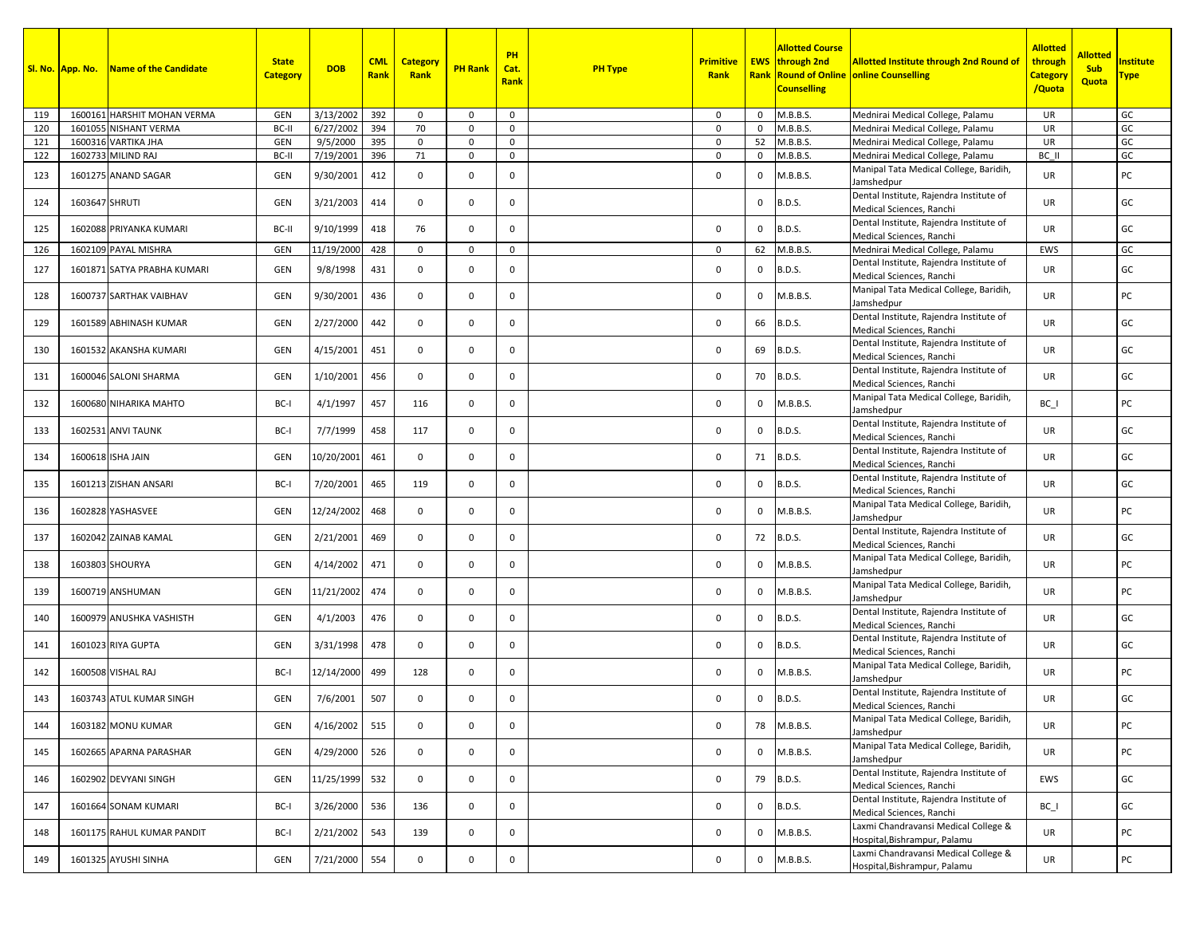| Sl. No. | App. No. | Name of the Candidate | State Category | DOB | CML Rank | Category Rank | PH Rank | PH Cat. Rank | PH Type | Primitive Rank | EWS Rank | Allotted Course through 2nd Round of Online Counselling | Allotted Institute through 2nd Round of online Counselling | Allotted through Category /Quota | Allotted Sub Quota | Institute Type |
|---|---|---|---|---|---|---|---|---|---|---|---|---|---|---|---|---|
| 119 | 1600161 | HARSHIT MOHAN VERMA | GEN | 3/13/2002 | 392 | 0 | 0 | 0 | | 0 | 0 | M.B.B.S. | Mednirai Medical College, Palamu | UR | | GC |
| 120 | 1601055 | NISHANT VERMA | BC-II | 6/27/2002 | 394 | 70 | 0 | 0 | | 0 | 0 | M.B.B.S. | Mednirai Medical College, Palamu | UR | | GC |
| 121 | 1600316 | VARTIKA JHA | GEN | 9/5/2000 | 395 | 0 | 0 | 0 | | 0 | 52 | M.B.B.S. | Mednirai Medical College, Palamu | UR | | GC |
| 122 | 1602733 | MILIND RAJ | BC-II | 7/19/2001 | 396 | 71 | 0 | 0 | | 0 | 0 | M.B.B.S. | Mednirai Medical College, Palamu | BC_II | | GC |
| 123 | 1601275 | ANAND SAGAR | GEN | 9/30/2001 | 412 | 0 | 0 | 0 | | 0 | 0 | M.B.B.S. | Manipal Tata Medical College, Baridih, Jamshedpur | UR | | PC |
| 124 | 1603647 | SHRUTI | GEN | 3/21/2003 | 414 | 0 | 0 | 0 | | | 0 | B.D.S. | Dental Institute, Rajendra Institute of Medical Sciences, Ranchi | UR | | GC |
| 125 | 1602088 | PRIYANKA KUMARI | BC-II | 9/10/1999 | 418 | 76 | 0 | 0 | | 0 | 0 | B.D.S. | Dental Institute, Rajendra Institute of Medical Sciences, Ranchi | UR | | GC |
| 126 | 1602109 | PAYAL MISHRA | GEN | 11/19/2000 | 428 | 0 | 0 | 0 | | 0 | 62 | M.B.B.S. | Mednirai Medical College, Palamu | EWS | | GC |
| 127 | 1601871 | SATYA PRABHA KUMARI | GEN | 9/8/1998 | 431 | 0 | 0 | 0 | | 0 | 0 | B.D.S. | Dental Institute, Rajendra Institute of Medical Sciences, Ranchi | UR | | GC |
| 128 | 1600737 | SARTHAK VAIBHAV | GEN | 9/30/2001 | 436 | 0 | 0 | 0 | | 0 | 0 | M.B.B.S. | Manipal Tata Medical College, Baridih, Jamshedpur | UR | | PC |
| 129 | 1601589 | ABHINASH KUMAR | GEN | 2/27/2000 | 442 | 0 | 0 | 0 | | 0 | 66 | B.D.S. | Dental Institute, Rajendra Institute of Medical Sciences, Ranchi | UR | | GC |
| 130 | 1601532 | AKANSHA KUMARI | GEN | 4/15/2001 | 451 | 0 | 0 | 0 | | 0 | 69 | B.D.S. | Dental Institute, Rajendra Institute of Medical Sciences, Ranchi | UR | | GC |
| 131 | 1600046 | SALONI SHARMA | GEN | 1/10/2001 | 456 | 0 | 0 | 0 | | 0 | 70 | B.D.S. | Dental Institute, Rajendra Institute of Medical Sciences, Ranchi | UR | | GC |
| 132 | 1600680 | NIHARIKA MAHTO | BC-I | 4/1/1997 | 457 | 116 | 0 | 0 | | 0 | 0 | M.B.B.S. | Manipal Tata Medical College, Baridih, Jamshedpur | BC_I | | PC |
| 133 | 1602531 | ANVI TAUNK | BC-I | 7/7/1999 | 458 | 117 | 0 | 0 | | 0 | 0 | B.D.S. | Dental Institute, Rajendra Institute of Medical Sciences, Ranchi | UR | | GC |
| 134 | 1600618 | ISHA JAIN | GEN | 10/20/2001 | 461 | 0 | 0 | 0 | | 0 | 71 | B.D.S. | Dental Institute, Rajendra Institute of Medical Sciences, Ranchi | UR | | GC |
| 135 | 1601213 | ZISHAN ANSARI | BC-I | 7/20/2001 | 465 | 119 | 0 | 0 | | 0 | 0 | B.D.S. | Dental Institute, Rajendra Institute of Medical Sciences, Ranchi | UR | | GC |
| 136 | 1602828 | YASHASVEE | GEN | 12/24/2002 | 468 | 0 | 0 | 0 | | 0 | 0 | M.B.B.S. | Manipal Tata Medical College, Baridih, Jamshedpur | UR | | PC |
| 137 | 1602042 | ZAINAB KAMAL | GEN | 2/21/2001 | 469 | 0 | 0 | 0 | | 0 | 72 | B.D.S. | Dental Institute, Rajendra Institute of Medical Sciences, Ranchi | UR | | GC |
| 138 | 1603803 | SHOURYA | GEN | 4/14/2002 | 471 | 0 | 0 | 0 | | 0 | 0 | M.B.B.S. | Manipal Tata Medical College, Baridih, Jamshedpur | UR | | PC |
| 139 | 1600719 | ANSHUMAN | GEN | 11/21/2002 | 474 | 0 | 0 | 0 | | 0 | 0 | M.B.B.S. | Manipal Tata Medical College, Baridih, Jamshedpur | UR | | PC |
| 140 | 1600979 | ANUSHKA VASHISTH | GEN | 4/1/2003 | 476 | 0 | 0 | 0 | | 0 | 0 | B.D.S. | Dental Institute, Rajendra Institute of Medical Sciences, Ranchi | UR | | GC |
| 141 | 1601023 | RIYA GUPTA | GEN | 3/31/1998 | 478 | 0 | 0 | 0 | | 0 | 0 | B.D.S. | Dental Institute, Rajendra Institute of Medical Sciences, Ranchi | UR | | GC |
| 142 | 1600508 | VISHAL RAJ | BC-I | 12/14/2000 | 499 | 128 | 0 | 0 | | 0 | 0 | M.B.B.S. | Manipal Tata Medical College, Baridih, Jamshedpur | UR | | PC |
| 143 | 1603743 | ATUL KUMAR SINGH | GEN | 7/6/2001 | 507 | 0 | 0 | 0 | | 0 | 0 | B.D.S. | Dental Institute, Rajendra Institute of Medical Sciences, Ranchi | UR | | GC |
| 144 | 1603182 | MONU KUMAR | GEN | 4/16/2002 | 515 | 0 | 0 | 0 | | 0 | 78 | M.B.B.S. | Manipal Tata Medical College, Baridih, Jamshedpur | UR | | PC |
| 145 | 1602665 | APARNA PARASHAR | GEN | 4/29/2000 | 526 | 0 | 0 | 0 | | 0 | 0 | M.B.B.S. | Manipal Tata Medical College, Baridih, Jamshedpur | UR | | PC |
| 146 | 1602902 | DEVYANI SINGH | GEN | 11/25/1999 | 532 | 0 | 0 | 0 | | 0 | 79 | B.D.S. | Dental Institute, Rajendra Institute of Medical Sciences, Ranchi | EWS | | GC |
| 147 | 1601664 | SONAM KUMARI | BC-I | 3/26/2000 | 536 | 136 | 0 | 0 | | 0 | 0 | B.D.S. | Dental Institute, Rajendra Institute of Medical Sciences, Ranchi | BC_I | | GC |
| 148 | 1601175 | RAHUL KUMAR PANDIT | BC-I | 2/21/2002 | 543 | 139 | 0 | 0 | | 0 | 0 | M.B.B.S. | Laxmi Chandravansi Medical College & Hospital,Bishrampur, Palamu | UR | | PC |
| 149 | 1601325 | AYUSHI SINHA | GEN | 7/21/2000 | 554 | 0 | 0 | 0 | | 0 | 0 | M.B.B.S. | Laxmi Chandravansi Medical College & Hospital,Bishrampur, Palamu | UR | | PC |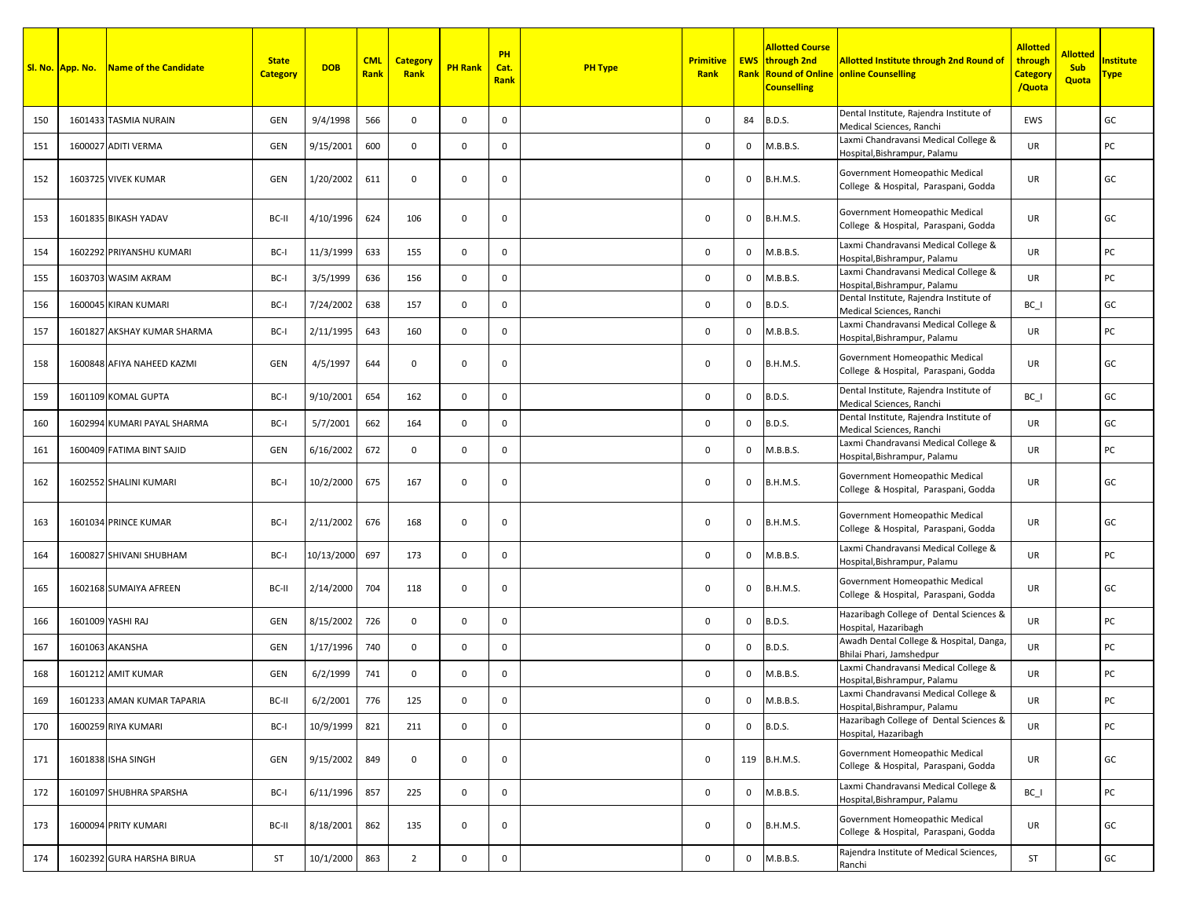| Sl. No. | App. No. | Name of the Candidate | State Category | DOB | CML Rank | Category Rank | PH Rank | PH Cat. Rank | PH Type | Primitive Rank | EWS Rank | Allotted Course through 2nd Round of Online Counselling | Allotted Institute through 2nd Round of online Counselling | Allotted through Category /Quota | Allotted Sub Quota | Institute Type |
|---|---|---|---|---|---|---|---|---|---|---|---|---|---|---|---|---|
| 150 | 1601433 | TASMIA NURAIN | GEN | 9/4/1998 | 566 | 0 | 0 | 0 | | 0 | 84 | B.D.S. | Dental Institute, Rajendra Institute of Medical Sciences, Ranchi | EWS | | GC |
| 151 | 1600027 | ADITI VERMA | GEN | 9/15/2001 | 600 | 0 | 0 | 0 | | 0 | 0 | M.B.B.S. | Laxmi Chandravansi Medical College & Hospital,Bishrampur, Palamu | UR | | PC |
| 152 | 1603725 | VIVEK KUMAR | GEN | 1/20/2002 | 611 | 0 | 0 | 0 | | 0 | 0 | B.H.M.S. | Government Homeopathic Medical College & Hospital, Paraspani, Godda | UR | | GC |
| 153 | 1601835 | BIKASH YADAV | BC-II | 4/10/1996 | 624 | 106 | 0 | 0 | | 0 | 0 | B.H.M.S. | Government Homeopathic Medical College & Hospital, Paraspani, Godda | UR | | GC |
| 154 | 1602292 | PRIYANSHU KUMARI | BC-I | 11/3/1999 | 633 | 155 | 0 | 0 | | 0 | 0 | M.B.B.S. | Laxmi Chandravansi Medical College & Hospital,Bishrampur, Palamu | UR | | PC |
| 155 | 1603703 | WASIM AKRAM | BC-I | 3/5/1999 | 636 | 156 | 0 | 0 | | 0 | 0 | M.B.B.S. | Laxmi Chandravansi Medical College & Hospital,Bishrampur, Palamu | UR | | PC |
| 156 | 1600045 | KIRAN KUMARI | BC-I | 7/24/2002 | 638 | 157 | 0 | 0 | | 0 | 0 | B.D.S. | Dental Institute, Rajendra Institute of Medical Sciences, Ranchi | BC_I | | GC |
| 157 | 1601827 | AKSHAY KUMAR SHARMA | BC-I | 2/11/1995 | 643 | 160 | 0 | 0 | | 0 | 0 | M.B.B.S. | Laxmi Chandravansi Medical College & Hospital,Bishrampur, Palamu | UR | | PC |
| 158 | 1600848 | AFIYA NAHEED KAZMI | GEN | 4/5/1997 | 644 | 0 | 0 | 0 | | 0 | 0 | B.H.M.S. | Government Homeopathic Medical College & Hospital, Paraspani, Godda | UR | | GC |
| 159 | 1601109 | KOMAL GUPTA | BC-I | 9/10/2001 | 654 | 162 | 0 | 0 | | 0 | 0 | B.D.S. | Dental Institute, Rajendra Institute of Medical Sciences, Ranchi | BC_I | | GC |
| 160 | 1602994 | KUMARI PAYAL SHARMA | BC-I | 5/7/2001 | 662 | 164 | 0 | 0 | | 0 | 0 | B.D.S. | Dental Institute, Rajendra Institute of Medical Sciences, Ranchi | UR | | GC |
| 161 | 1600409 | FATIMA BINT SAJID | GEN | 6/16/2002 | 672 | 0 | 0 | 0 | | 0 | 0 | M.B.B.S. | Laxmi Chandravansi Medical College & Hospital,Bishrampur, Palamu | UR | | PC |
| 162 | 1602552 | SHALINI KUMARI | BC-I | 10/2/2000 | 675 | 167 | 0 | 0 | | 0 | 0 | B.H.M.S. | Government Homeopathic Medical College & Hospital, Paraspani, Godda | UR | | GC |
| 163 | 1601034 | PRINCE KUMAR | BC-I | 2/11/2002 | 676 | 168 | 0 | 0 | | 0 | 0 | B.H.M.S. | Government Homeopathic Medical College & Hospital, Paraspani, Godda | UR | | GC |
| 164 | 1600827 | SHIVANI SHUBHAM | BC-I | 10/13/2000 | 697 | 173 | 0 | 0 | | 0 | 0 | M.B.B.S. | Laxmi Chandravansi Medical College & Hospital,Bishrampur, Palamu | UR | | PC |
| 165 | 1602168 | SUMAIYA AFREEN | BC-II | 2/14/2000 | 704 | 118 | 0 | 0 | | 0 | 0 | B.H.M.S. | Government Homeopathic Medical College & Hospital, Paraspani, Godda | UR | | GC |
| 166 | 1601009 | YASHI RAJ | GEN | 8/15/2002 | 726 | 0 | 0 | 0 | | 0 | 0 | B.D.S. | Hazaribagh College of Dental Sciences & Hospital, Hazaribagh | UR | | PC |
| 167 | 1601063 | AKANSHA | GEN | 1/17/1996 | 740 | 0 | 0 | 0 | | 0 | 0 | B.D.S. | Awadh Dental College & Hospital, Danga, Bhilai Phari, Jamshedpur | UR | | PC |
| 168 | 1601212 | AMIT KUMAR | GEN | 6/2/1999 | 741 | 0 | 0 | 0 | | 0 | 0 | M.B.B.S. | Laxmi Chandravansi Medical College & Hospital,Bishrampur, Palamu | UR | | PC |
| 169 | 1601233 | AMAN KUMAR TAPARIA | BC-II | 6/2/2001 | 776 | 125 | 0 | 0 | | 0 | 0 | M.B.B.S. | Laxmi Chandravansi Medical College & Hospital,Bishrampur, Palamu | UR | | PC |
| 170 | 1600259 | RIYA KUMARI | BC-I | 10/9/1999 | 821 | 211 | 0 | 0 | | 0 | 0 | B.D.S. | Hazaribagh College of Dental Sciences & Hospital, Hazaribagh | UR | | PC |
| 171 | 1601838 | ISHA SINGH | GEN | 9/15/2002 | 849 | 0 | 0 | 0 | | 0 | 119 | B.H.M.S. | Government Homeopathic Medical College & Hospital, Paraspani, Godda | UR | | GC |
| 172 | 1601097 | SHUBHRA SPARSHA | BC-I | 6/11/1996 | 857 | 225 | 0 | 0 | | 0 | 0 | M.B.B.S. | Laxmi Chandravansi Medical College & Hospital,Bishrampur, Palamu | BC_I | | PC |
| 173 | 1600094 | PRITY KUMARI | BC-II | 8/18/2001 | 862 | 135 | 0 | 0 | | 0 | 0 | B.H.M.S. | Government Homeopathic Medical College & Hospital, Paraspani, Godda | UR | | GC |
| 174 | 1602392 | GURA HARSHA BIRUA | ST | 10/1/2000 | 863 | 2 | 0 | 0 | | 0 | 0 | M.B.B.S. | Rajendra Institute of Medical Sciences, Ranchi | ST | | GC |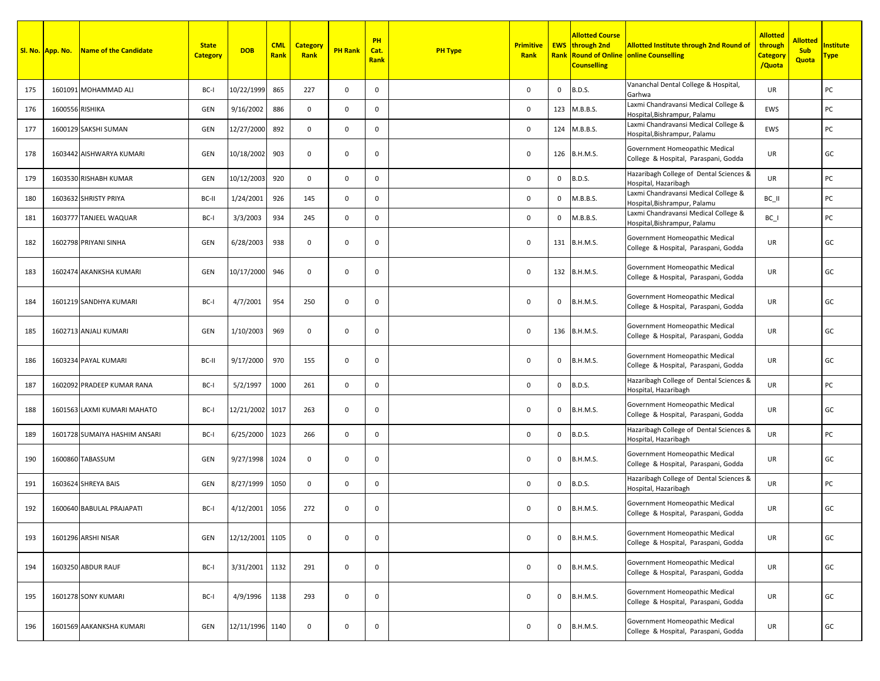| Sl. No. | App. No. | Name of the Candidate | State Category | DOB | CML Rank | Category Rank | PH Rank | PH Cat. Rank | PH Type | Primitive Rank | EWS Rank | Allotted Course through 2nd Round of Online Counselling | Allotted Institute through 2nd Round of online Counselling | Allotted through Category /Quota | Allotted Sub Quota | Institute Type |
|---|---|---|---|---|---|---|---|---|---|---|---|---|---|---|---|---|
| 175 | 1601091 | MOHAMMAD ALI | BC-I | 10/22/1999 | 865 | 227 | 0 | 0 | | 0 | 0 | B.D.S. | Vananchal Dental College & Hospital, Garhwa | UR | | PC |
| 176 | 1600556 | RISHIKA | GEN | 9/16/2002 | 886 | 0 | 0 | 0 | | 0 | 123 | M.B.B.S. | Laxmi Chandravansi Medical College & Hospital,Bishrampur, Palamu | EWS | | PC |
| 177 | 1600129 | SAKSHI SUMAN | GEN | 12/27/2000 | 892 | 0 | 0 | 0 | | 0 | 124 | M.B.B.S. | Laxmi Chandravansi Medical College & Hospital,Bishrampur, Palamu | EWS | | PC |
| 178 | 1603442 | AISHWARYA KUMARI | GEN | 10/18/2002 | 903 | 0 | 0 | 0 | | 0 | 126 | B.H.M.S. | Government Homeopathic Medical College & Hospital, Paraspani, Godda | UR | | GC |
| 179 | 1603530 | RISHABH KUMAR | GEN | 10/12/2003 | 920 | 0 | 0 | 0 | | 0 | 0 | B.D.S. | Hazaribagh College of Dental Sciences & Hospital, Hazaribagh | UR | | PC |
| 180 | 1603632 | SHRISTY PRIYA | BC-II | 1/24/2001 | 926 | 145 | 0 | 0 | | 0 | 0 | M.B.B.S. | Laxmi Chandravansi Medical College & Hospital,Bishrampur, Palamu | BC_II | | PC |
| 181 | 1603777 | TANJEEL WAQUAR | BC-I | 3/3/2003 | 934 | 245 | 0 | 0 | | 0 | 0 | M.B.B.S. | Laxmi Chandravansi Medical College & Hospital,Bishrampur, Palamu | BC_I | | PC |
| 182 | 1602798 | PRIYANI SINHA | GEN | 6/28/2003 | 938 | 0 | 0 | 0 | | 0 | 131 | B.H.M.S. | Government Homeopathic Medical College & Hospital, Paraspani, Godda | UR | | GC |
| 183 | 1602474 | AKANKSHA KUMARI | GEN | 10/17/2000 | 946 | 0 | 0 | 0 | | 0 | 132 | B.H.M.S. | Government Homeopathic Medical College & Hospital, Paraspani, Godda | UR | | GC |
| 184 | 1601219 | SANDHYA KUMARI | BC-I | 4/7/2001 | 954 | 250 | 0 | 0 | | 0 | 0 | B.H.M.S. | Government Homeopathic Medical College & Hospital, Paraspani, Godda | UR | | GC |
| 185 | 1602713 | ANJALI KUMARI | GEN | 1/10/2003 | 969 | 0 | 0 | 0 | | 0 | 136 | B.H.M.S. | Government Homeopathic Medical College & Hospital, Paraspani, Godda | UR | | GC |
| 186 | 1603234 | PAYAL KUMARI | BC-II | 9/17/2000 | 970 | 155 | 0 | 0 | | 0 | 0 | B.H.M.S. | Government Homeopathic Medical College & Hospital, Paraspani, Godda | UR | | GC |
| 187 | 1602092 | PRADEEP KUMAR RANA | BC-I | 5/2/1997 | 1000 | 261 | 0 | 0 | | 0 | 0 | B.D.S. | Hazaribagh College of Dental Sciences & Hospital, Hazaribagh | UR | | PC |
| 188 | 1601563 | LAXMI KUMARI MAHATO | BC-I | 12/21/2002 | 1017 | 263 | 0 | 0 | | 0 | 0 | B.H.M.S. | Government Homeopathic Medical College & Hospital, Paraspani, Godda | UR | | GC |
| 189 | 1601728 | SUMAIYA HASHIM ANSARI | BC-I | 6/25/2000 | 1023 | 266 | 0 | 0 | | 0 | 0 | B.D.S. | Hazaribagh College of Dental Sciences & Hospital, Hazaribagh | UR | | PC |
| 190 | 1600860 | TABASSUM | GEN | 9/27/1998 | 1024 | 0 | 0 | 0 | | 0 | 0 | B.H.M.S. | Government Homeopathic Medical College & Hospital, Paraspani, Godda | UR | | GC |
| 191 | 1603624 | SHREYA BAIS | GEN | 8/27/1999 | 1050 | 0 | 0 | 0 | | 0 | 0 | B.D.S. | Hazaribagh College of Dental Sciences & Hospital, Hazaribagh | UR | | PC |
| 192 | 1600640 | BABULAL PRAJAPATI | BC-I | 4/12/2001 | 1056 | 272 | 0 | 0 | | 0 | 0 | B.H.M.S. | Government Homeopathic Medical College & Hospital, Paraspani, Godda | UR | | GC |
| 193 | 1601296 | ARSHI NISAR | GEN | 12/12/2001 | 1105 | 0 | 0 | 0 | | 0 | 0 | B.H.M.S. | Government Homeopathic Medical College & Hospital, Paraspani, Godda | UR | | GC |
| 194 | 1603250 | ABDUR RAUF | BC-I | 3/31/2001 | 1132 | 291 | 0 | 0 | | 0 | 0 | B.H.M.S. | Government Homeopathic Medical College & Hospital, Paraspani, Godda | UR | | GC |
| 195 | 1601278 | SONY KUMARI | BC-I | 4/9/1996 | 1138 | 293 | 0 | 0 | | 0 | 0 | B.H.M.S. | Government Homeopathic Medical College & Hospital, Paraspani, Godda | UR | | GC |
| 196 | 1601569 | AAKANKSHA KUMARI | GEN | 12/11/1996 | 1140 | 0 | 0 | 0 | | 0 | 0 | B.H.M.S. | Government Homeopathic Medical College & Hospital, Paraspani, Godda | UR | | GC |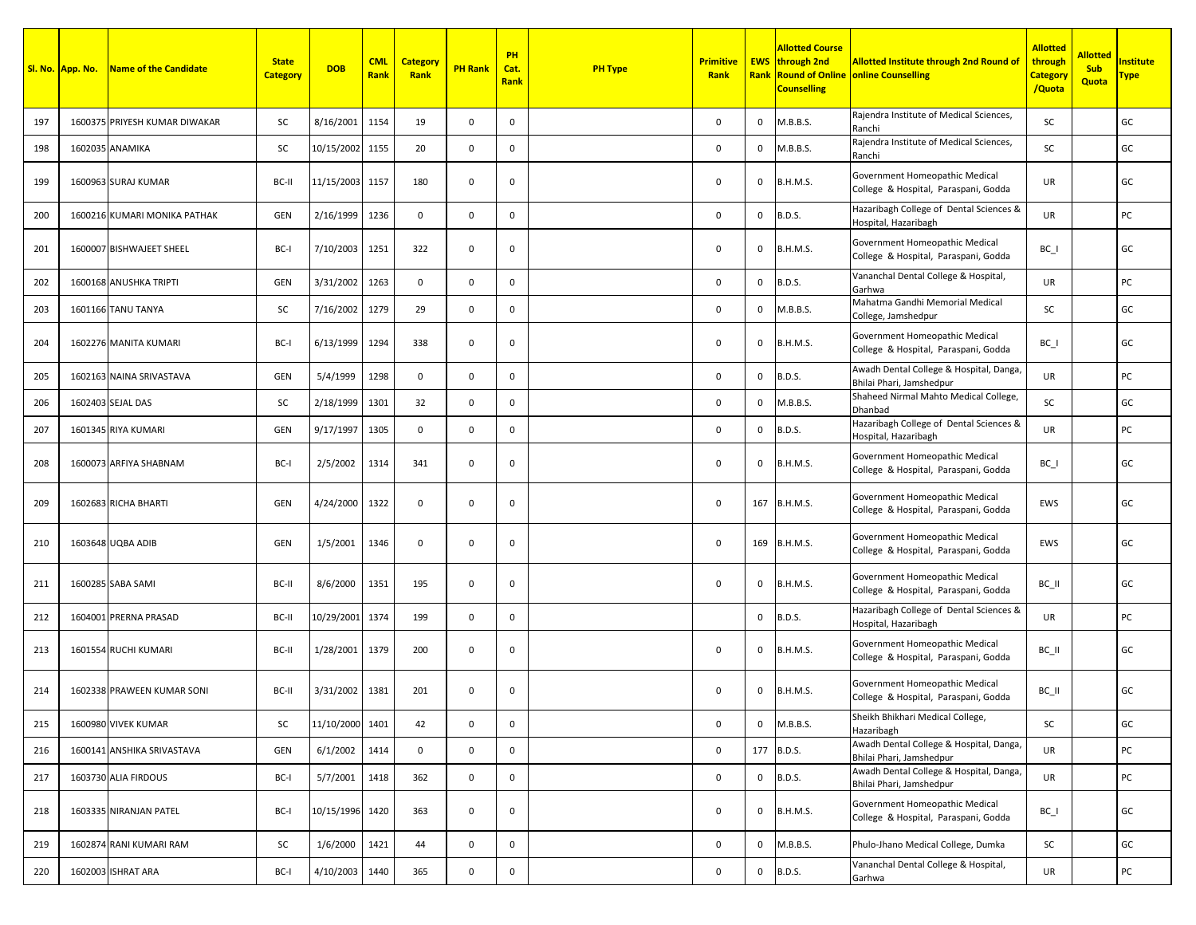| Sl. No. | App. No. | Name of the Candidate | State Category | DOB | CML Rank | Category Rank | PH Rank | PH Cat. Rank | PH Type | Primitive Rank | EWS Rank | Allotted Course through 2nd Round of Online Counselling | Allotted Institute through 2nd Round of online Counselling | Allotted through Category /Quota | Allotted Sub Quota | Institute Type |
|---|---|---|---|---|---|---|---|---|---|---|---|---|---|---|---|---|
| 197 | 1600375 | PRIYESH KUMAR DIWAKAR | SC | 8/16/2001 | 1154 | 19 | 0 | 0 | | 0 | 0 | M.B.B.S. | Rajendra Institute of Medical Sciences, Ranchi | SC | | GC |
| 198 | 1602035 | ANAMIKA | SC | 10/15/2002 | 1155 | 20 | 0 | 0 | | 0 | 0 | M.B.B.S. | Rajendra Institute of Medical Sciences, Ranchi | SC | | GC |
| 199 | 1600963 | SURAJ KUMAR | BC-II | 11/15/2003 | 1157 | 180 | 0 | 0 | | 0 | 0 | B.H.M.S. | Government Homeopathic Medical College & Hospital, Paraspani, Godda | UR | | GC |
| 200 | 1600216 | KUMARI MONIKA PATHAK | GEN | 2/16/1999 | 1236 | 0 | 0 | 0 | | 0 | 0 | B.D.S. | Hazaribagh College of Dental Sciences & Hospital, Hazaribagh | UR | | PC |
| 201 | 1600007 | BISHWAJEET SHEEL | BC-I | 7/10/2003 | 1251 | 322 | 0 | 0 | | 0 | 0 | B.H.M.S. | Government Homeopathic Medical College & Hospital, Paraspani, Godda | BC_I | | GC |
| 202 | 1600168 | ANUSHKA TRIPTI | GEN | 3/31/2002 | 1263 | 0 | 0 | 0 | | 0 | 0 | B.D.S. | Vananchal Dental College & Hospital, Garhwa | UR | | PC |
| 203 | 1601166 | TANU TANYA | SC | 7/16/2002 | 1279 | 29 | 0 | 0 | | 0 | 0 | M.B.B.S. | Mahatma Gandhi Memorial Medical College, Jamshedpur | SC | | GC |
| 204 | 1602276 | MANITA KUMARI | BC-I | 6/13/1999 | 1294 | 338 | 0 | 0 | | 0 | 0 | B.H.M.S. | Government Homeopathic Medical College & Hospital, Paraspani, Godda | BC_I | | GC |
| 205 | 1602163 | NAINA SRIVASTAVA | GEN | 5/4/1999 | 1298 | 0 | 0 | 0 | | 0 | 0 | B.D.S. | Awadh Dental College & Hospital, Danga, Bhilai Phari, Jamshedpur | UR | | PC |
| 206 | 1602403 | SEJAL DAS | SC | 2/18/1999 | 1301 | 32 | 0 | 0 | | 0 | 0 | M.B.B.S. | Shaheed Nirmal Mahto Medical College, Dhanbad | SC | | GC |
| 207 | 1601345 | RIYA KUMARI | GEN | 9/17/1997 | 1305 | 0 | 0 | 0 | | 0 | 0 | B.D.S. | Hazaribagh College of Dental Sciences & Hospital, Hazaribagh | UR | | PC |
| 208 | 1600073 | ARFIYA SHABNAM | BC-I | 2/5/2002 | 1314 | 341 | 0 | 0 | | 0 | 0 | B.H.M.S. | Government Homeopathic Medical College & Hospital, Paraspani, Godda | BC_I | | GC |
| 209 | 1602683 | RICHA BHARTI | GEN | 4/24/2000 | 1322 | 0 | 0 | 0 | | 0 | 167 | B.H.M.S. | Government Homeopathic Medical College & Hospital, Paraspani, Godda | EWS | | GC |
| 210 | 1603648 | UQBA ADIB | GEN | 1/5/2001 | 1346 | 0 | 0 | 0 | | 0 | 169 | B.H.M.S. | Government Homeopathic Medical College & Hospital, Paraspani, Godda | EWS | | GC |
| 211 | 1600285 | SABA SAMI | BC-II | 8/6/2000 | 1351 | 195 | 0 | 0 | | 0 | 0 | B.H.M.S. | Government Homeopathic Medical College & Hospital, Paraspani, Godda | BC_II | | GC |
| 212 | 1604001 | PRERNA PRASAD | BC-II | 10/29/2001 | 1374 | 199 | 0 | 0 | | | 0 | B.D.S. | Hazaribagh College of Dental Sciences & Hospital, Hazaribagh | UR | | PC |
| 213 | 1601554 | RUCHI KUMARI | BC-II | 1/28/2001 | 1379 | 200 | 0 | 0 | | 0 | 0 | B.H.M.S. | Government Homeopathic Medical College & Hospital, Paraspani, Godda | BC_II | | GC |
| 214 | 1602338 | PRAWEEN KUMAR SONI | BC-II | 3/31/2002 | 1381 | 201 | 0 | 0 | | 0 | 0 | B.H.M.S. | Government Homeopathic Medical College & Hospital, Paraspani, Godda | BC_II | | GC |
| 215 | 1600980 | VIVEK KUMAR | SC | 11/10/2000 | 1401 | 42 | 0 | 0 | | 0 | 0 | M.B.B.S. | Sheikh Bhikhari Medical College, Hazaribagh | SC | | GC |
| 216 | 1600141 | ANSHIKA SRIVASTAVA | GEN | 6/1/2002 | 1414 | 0 | 0 | 0 | | 0 | 177 | B.D.S. | Awadh Dental College & Hospital, Danga, Bhilai Phari, Jamshedpur | UR | | PC |
| 217 | 1603730 | ALIA FIRDOUS | BC-I | 5/7/2001 | 1418 | 362 | 0 | 0 | | 0 | 0 | B.D.S. | Awadh Dental College & Hospital, Danga, Bhilai Phari, Jamshedpur | UR | | PC |
| 218 | 1603335 | NIRANJAN PATEL | BC-I | 10/15/1996 | 1420 | 363 | 0 | 0 | | 0 | 0 | B.H.M.S. | Government Homeopathic Medical College & Hospital, Paraspani, Godda | BC_I | | GC |
| 219 | 1602874 | RANI KUMARI RAM | SC | 1/6/2000 | 1421 | 44 | 0 | 0 | | 0 | 0 | M.B.B.S. | Phulo-Jhano Medical College, Dumka | SC | | GC |
| 220 | 1602003 | ISHRAT ARA | BC-I | 4/10/2003 | 1440 | 365 | 0 | 0 | | 0 | 0 | B.D.S. | Vananchal Dental College & Hospital, Garhwa | UR | | PC |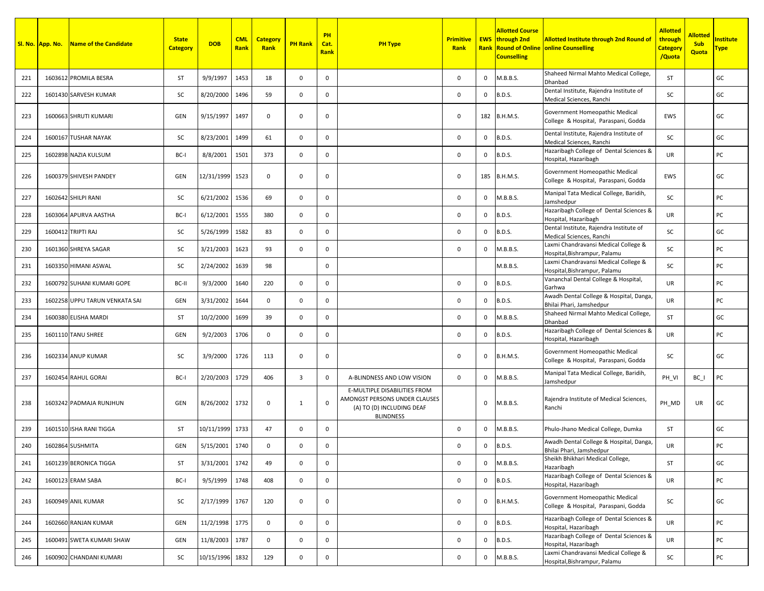| Sl. No. | App. No. | Name of the Candidate | State Category | DOB | CML Rank | Category Rank | PH Rank | PH Cat. Rank | PH Type | Primitive Rank | EWS Rank | Allotted Course through 2nd Round of Online Counselling | Allotted Institute through 2nd Round of online Counselling | Allotted through Category /Quota | Allotted Sub Quota | Institute Type |
|---|---|---|---|---|---|---|---|---|---|---|---|---|---|---|---|---|
| 221 | 1603612 | PROMILA BESRA | ST | 9/9/1997 | 1453 | 18 | 0 | 0 | | 0 | 0 | M.B.B.S. | Shaheed Nirmal Mahto Medical College, Dhanbad | ST | | GC |
| 222 | 1601430 | SARVESH KUMAR | SC | 8/20/2000 | 1496 | 59 | 0 | 0 | | 0 | 0 | B.D.S. | Dental Institute, Rajendra Institute of Medical Sciences, Ranchi | SC | | GC |
| 223 | 1600663 | SHRUTI KUMARI | GEN | 9/15/1997 | 1497 | 0 | 0 | 0 | | 0 | 182 | B.H.M.S. | Government Homeopathic Medical College & Hospital, Paraspani, Godda | EWS | | GC |
| 224 | 1600167 | TUSHAR NAYAK | SC | 8/23/2001 | 1499 | 61 | 0 | 0 | | 0 | 0 | B.D.S. | Dental Institute, Rajendra Institute of Medical Sciences, Ranchi | SC | | GC |
| 225 | 1602898 | NAZIA KULSUM | BC-I | 8/8/2001 | 1501 | 373 | 0 | 0 | | 0 | 0 | B.D.S. | Hazaribagh College of Dental Sciences & Hospital, Hazaribagh | UR | | PC |
| 226 | 1600379 | SHIVESH PANDEY | GEN | 12/31/1999 | 1523 | 0 | 0 | 0 | | 0 | 185 | B.H.M.S. | Government Homeopathic Medical College & Hospital, Paraspani, Godda | EWS | | GC |
| 227 | 1602642 | SHILPI RANI | SC | 6/21/2002 | 1536 | 69 | 0 | 0 | | 0 | 0 | M.B.B.S. | Manipal Tata Medical College, Baridih, Jamshedpur | SC | | PC |
| 228 | 1603064 | APURVA AASTHA | BC-I | 6/12/2001 | 1555 | 380 | 0 | 0 | | 0 | 0 | B.D.S. | Hazaribagh College of Dental Sciences & Hospital, Hazaribagh | UR | | PC |
| 229 | 1600412 | TRIPTI RAJ | SC | 5/26/1999 | 1582 | 83 | 0 | 0 | | 0 | 0 | B.D.S. | Dental Institute, Rajendra Institute of Medical Sciences, Ranchi | SC | | GC |
| 230 | 1601360 | SHREYA SAGAR | SC | 3/21/2003 | 1623 | 93 | 0 | 0 | | 0 | 0 | M.B.B.S. | Laxmi Chandravansi Medical College & Hospital,Bishrampur, Palamu | SC | | PC |
| 231 | 1603350 | HIMANI ASWAL | SC | 2/24/2002 | 1639 | 98 | | 0 | | | | M.B.B.S. | Laxmi Chandravansi Medical College & Hospital,Bishrampur, Palamu | SC | | PC |
| 232 | 1600792 | SUHANI KUMARI GOPE | BC-II | 9/3/2000 | 1640 | 220 | 0 | 0 | | 0 | 0 | B.D.S. | Vananchal Dental College & Hospital, Garhwa | UR | | PC |
| 233 | 1602258 | UPPU TARUN VENKATA SAI | GEN | 3/31/2002 | 1644 | 0 | 0 | 0 | | 0 | 0 | B.D.S. | Awadh Dental College & Hospital, Danga, Bhilai Phari, Jamshedpur | UR | | PC |
| 234 | 1600380 | ELISHA MARDI | ST | 10/2/2000 | 1699 | 39 | 0 | 0 | | 0 | 0 | M.B.B.S. | Shaheed Nirmal Mahto Medical College, Dhanbad | ST | | GC |
| 235 | 1601110 | TANU SHREE | GEN | 9/2/2003 | 1706 | 0 | 0 | 0 | | 0 | 0 | B.D.S. | Hazaribagh College of Dental Sciences & Hospital, Hazaribagh | UR | | PC |
| 236 | 1602334 | ANUP KUMAR | SC | 3/9/2000 | 1726 | 113 | 0 | 0 | | 0 | 0 | B.H.M.S. | Government Homeopathic Medical College & Hospital, Paraspani, Godda | SC | | GC |
| 237 | 1602454 | RAHUL GORAI | BC-I | 2/20/2003 | 1729 | 406 | 3 | 0 | A-BLINDNESS AND LOW VISION | 0 | 0 | M.B.B.S. | Manipal Tata Medical College, Baridih, Jamshedpur | PH_VI | BC_I | PC |
| 238 | 1603242 | PADMAJA RUNJHUN | GEN | 8/26/2002 | 1732 | 0 | 1 | 0 | E-MULTIPLE DISABILITIES FROM AMONGST PERSONS UNDER CLAUSES (A) TO (D) INCLUDING DEAF BLINDNESS | | 0 | M.B.B.S. | Rajendra Institute of Medical Sciences, Ranchi | PH_MD | UR | GC |
| 239 | 1601510 | ISHA RANI TIGGA | ST | 10/11/1999 | 1733 | 47 | 0 | 0 | | 0 | 0 | M.B.B.S. | Phulo-Jhano Medical College, Dumka | ST | | GC |
| 240 | 1602864 | SUSHMITA | GEN | 5/15/2001 | 1740 | 0 | 0 | 0 | | 0 | 0 | B.D.S. | Awadh Dental College & Hospital, Danga, Bhilai Phari, Jamshedpur | UR | | PC |
| 241 | 1601239 | BERONICA TIGGA | ST | 3/31/2001 | 1742 | 49 | 0 | 0 | | 0 | 0 | M.B.B.S. | Sheikh Bhikhari Medical College, Hazaribagh | ST | | GC |
| 242 | 1600123 | ERAM SABA | BC-I | 9/5/1999 | 1748 | 408 | 0 | 0 | | 0 | 0 | B.D.S. | Hazaribagh College of Dental Sciences & Hospital, Hazaribagh | UR | | PC |
| 243 | 1600949 | ANIL KUMAR | SC | 2/17/1999 | 1767 | 120 | 0 | 0 | | 0 | 0 | B.H.M.S. | Government Homeopathic Medical College & Hospital, Paraspani, Godda | SC | | GC |
| 244 | 1602660 | RANJAN KUMAR | GEN | 11/2/1998 | 1775 | 0 | 0 | 0 | | 0 | 0 | B.D.S. | Hazaribagh College of Dental Sciences & Hospital, Hazaribagh | UR | | PC |
| 245 | 1600491 | SWETA KUMARI SHAW | GEN | 11/8/2003 | 1787 | 0 | 0 | 0 | | 0 | 0 | B.D.S. | Hazaribagh College of Dental Sciences & Hospital, Hazaribagh | UR | | PC |
| 246 | 1600902 | CHANDANI KUMARI | SC | 10/15/1996 | 1832 | 129 | 0 | 0 | | 0 | 0 | M.B.B.S. | Laxmi Chandravansi Medical College & Hospital,Bishrampur, Palamu | SC | | PC |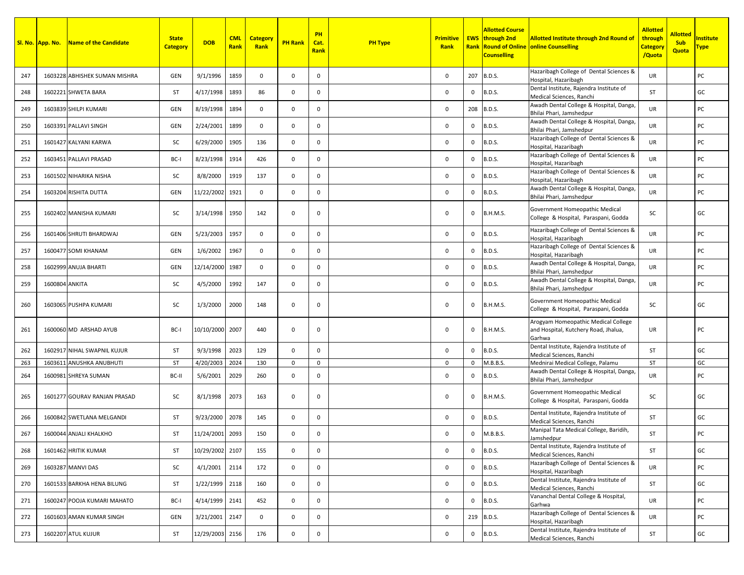| Sl. No. | App. No. | Name of the Candidate | State Category | DOB | CML Rank | Category Rank | PH Rank | PH Cat. Rank | PH Type | Primitive Rank | EWS Rank | Allotted Course through 2nd Round of Online Counselling | Allotted Institute through 2nd Round of online Counselling | Allotted through Category /Quota | Allotted Sub Quota | Institute Type |
|---|---|---|---|---|---|---|---|---|---|---|---|---|---|---|---|---|
| 247 | 1603228 | ABHISHEK SUMAN MISHRA | GEN | 9/1/1996 | 1859 | 0 | 0 | 0 | | 0 | 207 | B.D.S. | Hazaribagh College of Dental Sciences & Hospital, Hazaribagh | UR | | PC |
| 248 | 1602221 | SHWETA BARA | ST | 4/17/1998 | 1893 | 86 | 0 | 0 | | 0 | 0 | B.D.S. | Dental Institute, Rajendra Institute of Medical Sciences, Ranchi | ST | | GC |
| 249 | 1603839 | SHILPI KUMARI | GEN | 8/19/1998 | 1894 | 0 | 0 | 0 | | 0 | 208 | B.D.S. | Awadh Dental College & Hospital, Danga, Bhilai Phari, Jamshedpur | UR | | PC |
| 250 | 1603391 | PALLAVI SINGH | GEN | 2/24/2001 | 1899 | 0 | 0 | 0 | | 0 | 0 | B.D.S. | Awadh Dental College & Hospital, Danga, Bhilai Phari, Jamshedpur | UR | | PC |
| 251 | 1601427 | KALYANI KARWA | SC | 6/29/2000 | 1905 | 136 | 0 | 0 | | 0 | 0 | B.D.S. | Hazaribagh College of Dental Sciences & Hospital, Hazaribagh | UR | | PC |
| 252 | 1603451 | PALLAVI PRASAD | BC-I | 8/23/1998 | 1914 | 426 | 0 | 0 | | 0 | 0 | B.D.S. | Hazaribagh College of Dental Sciences & Hospital, Hazaribagh | UR | | PC |
| 253 | 1601502 | NIHARIKA NISHA | SC | 8/8/2000 | 1919 | 137 | 0 | 0 | | 0 | 0 | B.D.S. | Hazaribagh College of Dental Sciences & Hospital, Hazaribagh | UR | | PC |
| 254 | 1603204 | RISHITA DUTTA | GEN | 11/22/2002 | 1921 | 0 | 0 | 0 | | 0 | 0 | B.D.S. | Awadh Dental College & Hospital, Danga, Bhilai Phari, Jamshedpur | UR | | PC |
| 255 | 1602402 | MANISHA KUMARI | SC | 3/14/1998 | 1950 | 142 | 0 | 0 | | 0 | 0 | B.H.M.S. | Government Homeopathic Medical College & Hospital, Paraspani, Godda | SC | | GC |
| 256 | 1601406 | SHRUTI BHARDWAJ | GEN | 5/23/2003 | 1957 | 0 | 0 | 0 | | 0 | 0 | B.D.S. | Hazaribagh College of Dental Sciences & Hospital, Hazaribagh | UR | | PC |
| 257 | 1600477 | SOMI KHANAM | GEN | 1/6/2002 | 1967 | 0 | 0 | 0 | | 0 | 0 | B.D.S. | Hazaribagh College of Dental Sciences & Hospital, Hazaribagh | UR | | PC |
| 258 | 1602999 | ANUJA BHARTI | GEN | 12/14/2000 | 1987 | 0 | 0 | 0 | | 0 | 0 | B.D.S. | Awadh Dental College & Hospital, Danga, Bhilai Phari, Jamshedpur | UR | | PC |
| 259 | 1600804 | ANKITA | SC | 4/5/2000 | 1992 | 147 | 0 | 0 | | 0 | 0 | B.D.S. | Awadh Dental College & Hospital, Danga, Bhilai Phari, Jamshedpur | UR | | PC |
| 260 | 1603065 | PUSHPA KUMARI | SC | 1/3/2000 | 2000 | 148 | 0 | 0 | | 0 | 0 | B.H.M.S. | Government Homeopathic Medical College & Hospital, Paraspani, Godda | SC | | GC |
| 261 | 1600060 | MD ARSHAD AYUB | BC-I | 10/10/2000 | 2007 | 440 | 0 | 0 | | 0 | 0 | B.H.M.S. | Arogyam Homeopathic Medical College and Hospital, Kutchery Road, Jhalua, Garhwa | UR | | PC |
| 262 | 1602917 | NIHAL SWAPNIL KUJUR | ST | 9/3/1998 | 2023 | 129 | 0 | 0 | | 0 | 0 | B.D.S. | Dental Institute, Rajendra Institute of Medical Sciences, Ranchi | ST | | GC |
| 263 | 1603611 | ANUSHKA ANUBHUTI | ST | 4/20/2003 | 2024 | 130 | 0 | 0 | | 0 | 0 | M.B.B.S. | Mednirai Medical College, Palamu | ST | | GC |
| 264 | 1600981 | SHREYA SUMAN | BC-II | 5/6/2001 | 2029 | 260 | 0 | 0 | | 0 | 0 | B.D.S. | Awadh Dental College & Hospital, Danga, Bhilai Phari, Jamshedpur | UR | | PC |
| 265 | 1601277 | GOURAV RANJAN PRASAD | SC | 8/1/1998 | 2073 | 163 | 0 | 0 | | 0 | 0 | B.H.M.S. | Government Homeopathic Medical College & Hospital, Paraspani, Godda | SC | | GC |
| 266 | 1600842 | SWETLANA MELGANDI | ST | 9/23/2000 | 2078 | 145 | 0 | 0 | | 0 | 0 | B.D.S. | Dental Institute, Rajendra Institute of Medical Sciences, Ranchi | ST | | GC |
| 267 | 1600044 | ANJALI KHALKHO | ST | 11/24/2001 | 2093 | 150 | 0 | 0 | | 0 | 0 | M.B.B.S. | Manipal Tata Medical College, Baridih, Jamshedpur | ST | | PC |
| 268 | 1601462 | HRITIK KUMAR | ST | 10/29/2002 | 2107 | 155 | 0 | 0 | | 0 | 0 | B.D.S. | Dental Institute, Rajendra Institute of Medical Sciences, Ranchi | ST | | GC |
| 269 | 1603287 | MANVI DAS | SC | 4/1/2001 | 2114 | 172 | 0 | 0 | | 0 | 0 | B.D.S. | Hazaribagh College of Dental Sciences & Hospital, Hazaribagh | UR | | PC |
| 270 | 1601533 | BARKHA HENA BILUNG | ST | 1/22/1999 | 2118 | 160 | 0 | 0 | | 0 | 0 | B.D.S. | Dental Institute, Rajendra Institute of Medical Sciences, Ranchi | ST | | GC |
| 271 | 1600247 | POOJA KUMARI MAHATO | BC-I | 4/14/1999 | 2141 | 452 | 0 | 0 | | 0 | 0 | B.D.S. | Vananchal Dental College & Hospital, Garhwa | UR | | PC |
| 272 | 1601603 | AMAN KUMAR SINGH | GEN | 3/21/2001 | 2147 | 0 | 0 | 0 | | 0 | 219 | B.D.S. | Hazaribagh College of Dental Sciences & Hospital, Hazaribagh | UR | | PC |
| 273 | 1602207 | ATUL KUJUR | ST | 12/29/2003 | 2156 | 176 | 0 | 0 | | 0 | 0 | B.D.S. | Dental Institute, Rajendra Institute of Medical Sciences, Ranchi | ST | | GC |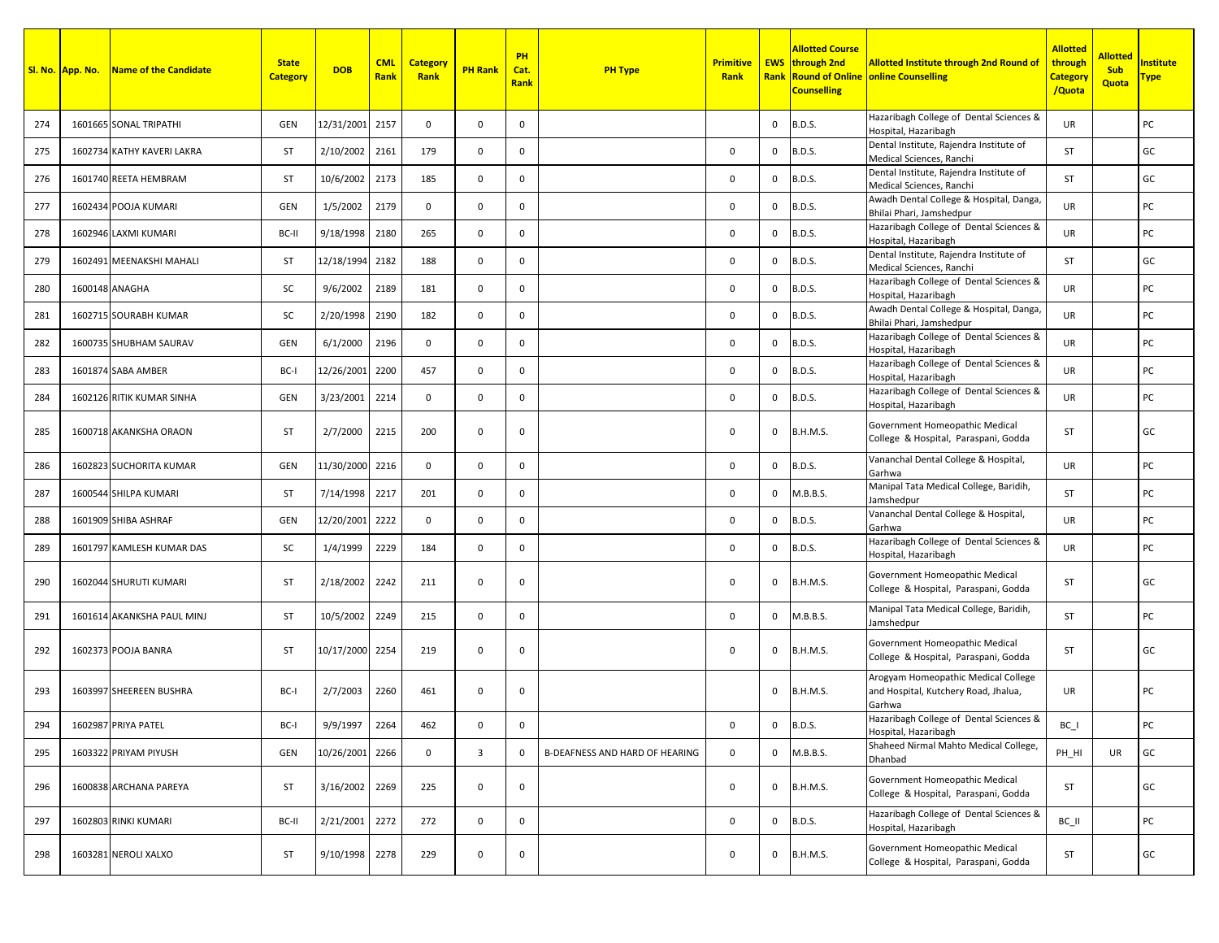| Sl. No. | App. No. | Name of the Candidate | State Category | DOB | CML Rank | Category Rank | PH Rank | PH Cat. Rank | PH Type | Primitive Rank | EWS Rank | Allotted Course through 2nd Round of Online Counselling | Allotted Institute through 2nd Round of online Counselling | Allotted through Category /Quota | Allotted Sub Quota | Institute Type |
|---|---|---|---|---|---|---|---|---|---|---|---|---|---|---|---|---|
| 274 | 1601665 | SONAL TRIPATHI | GEN | 12/31/2001 | 2157 | 0 | 0 | 0 | | | 0 | B.D.S. | Hazaribagh College of Dental Sciences & Hospital, Hazaribagh | UR | | PC |
| 275 | 1602734 | KATHY KAVERI LAKRA | ST | 2/10/2002 | 2161 | 179 | 0 | 0 | | 0 | 0 | B.D.S. | Dental Institute, Rajendra Institute of Medical Sciences, Ranchi | ST | | GC |
| 276 | 1601740 | REETA HEMBRAM | ST | 10/6/2002 | 2173 | 185 | 0 | 0 | | 0 | 0 | B.D.S. | Dental Institute, Rajendra Institute of Medical Sciences, Ranchi | ST | | GC |
| 277 | 1602434 | POOJA KUMARI | GEN | 1/5/2002 | 2179 | 0 | 0 | 0 | | 0 | 0 | B.D.S. | Awadh Dental College & Hospital, Danga, Bhilai Phari, Jamshedpur | UR | | PC |
| 278 | 1602946 | LAXMI KUMARI | BC-II | 9/18/1998 | 2180 | 265 | 0 | 0 | | 0 | 0 | B.D.S. | Hazaribagh College of Dental Sciences & Hospital, Hazaribagh | UR | | PC |
| 279 | 1602491 | MEENAKSHI MAHALI | ST | 12/18/1994 | 2182 | 188 | 0 | 0 | | 0 | 0 | B.D.S. | Dental Institute, Rajendra Institute of Medical Sciences, Ranchi | ST | | GC |
| 280 | 1600148 | ANAGHA | SC | 9/6/2002 | 2189 | 181 | 0 | 0 | | 0 | 0 | B.D.S. | Hazaribagh College of Dental Sciences & Hospital, Hazaribagh | UR | | PC |
| 281 | 1602715 | SOURABH KUMAR | SC | 2/20/1998 | 2190 | 182 | 0 | 0 | | 0 | 0 | B.D.S. | Awadh Dental College & Hospital, Danga, Bhilai Phari, Jamshedpur | UR | | PC |
| 282 | 1600735 | SHUBHAM SAURAV | GEN | 6/1/2000 | 2196 | 0 | 0 | 0 | | 0 | 0 | B.D.S. | Hazaribagh College of Dental Sciences & Hospital, Hazaribagh | UR | | PC |
| 283 | 1601874 | SABA AMBER | BC-I | 12/26/2001 | 2200 | 457 | 0 | 0 | | 0 | 0 | B.D.S. | Hazaribagh College of Dental Sciences & Hospital, Hazaribagh | UR | | PC |
| 284 | 1602126 | RITIK KUMAR SINHA | GEN | 3/23/2001 | 2214 | 0 | 0 | 0 | | 0 | 0 | B.D.S. | Hazaribagh College of Dental Sciences & Hospital, Hazaribagh | UR | | PC |
| 285 | 1600718 | AKANKSHA ORAON | ST | 2/7/2000 | 2215 | 200 | 0 | 0 | | 0 | 0 | B.H.M.S. | Government Homeopathic Medical College & Hospital, Paraspani, Godda | ST | | GC |
| 286 | 1602823 | SUCHORITA KUMAR | GEN | 11/30/2000 | 2216 | 0 | 0 | 0 | | 0 | 0 | B.D.S. | Vananchal Dental College & Hospital, Garhwa | UR | | PC |
| 287 | 1600544 | SHILPA KUMARI | ST | 7/14/1998 | 2217 | 201 | 0 | 0 | | 0 | 0 | M.B.B.S. | Manipal Tata Medical College, Baridih, Jamshedpur | ST | | PC |
| 288 | 1601909 | SHIBA ASHRAF | GEN | 12/20/2001 | 2222 | 0 | 0 | 0 | | 0 | 0 | B.D.S. | Vananchal Dental College & Hospital, Garhwa | UR | | PC |
| 289 | 1601797 | KAMLESH KUMAR DAS | SC | 1/4/1999 | 2229 | 184 | 0 | 0 | | 0 | 0 | B.D.S. | Hazaribagh College of Dental Sciences & Hospital, Hazaribagh | UR | | PC |
| 290 | 1602044 | SHURUTI KUMARI | ST | 2/18/2002 | 2242 | 211 | 0 | 0 | | 0 | 0 | B.H.M.S. | Government Homeopathic Medical College & Hospital, Paraspani, Godda | ST | | GC |
| 291 | 1601614 | AKANKSHA PAUL MINJ | ST | 10/5/2002 | 2249 | 215 | 0 | 0 | | 0 | 0 | M.B.B.S. | Manipal Tata Medical College, Baridih, Jamshedpur | ST | | PC |
| 292 | 1602373 | POOJA BANRA | ST | 10/17/2000 | 2254 | 219 | 0 | 0 | | 0 | 0 | B.H.M.S. | Government Homeopathic Medical College & Hospital, Paraspani, Godda | ST | | GC |
| 293 | 1603997 | SHEEREEN BUSHRA | BC-I | 2/7/2003 | 2260 | 461 | 0 | 0 | | | 0 | B.H.M.S. | Arogyam Homeopathic Medical College and Hospital, Kutchery Road, Jhalua, Garhwa | UR | | PC |
| 294 | 1602987 | PRIYA PATEL | BC-I | 9/9/1997 | 2264 | 462 | 0 | 0 | | 0 | 0 | B.D.S. | Hazaribagh College of Dental Sciences & Hospital, Hazaribagh | BC_I | | PC |
| 295 | 1603322 | PRIYAM PIYUSH | GEN | 10/26/2001 | 2266 | 0 | 3 | 0 | B-DEAFNESS AND HARD OF HEARING | 0 | 0 | M.B.B.S. | Shaheed Nirmal Mahto Medical College, Dhanbad | PH_HI | UR | GC |
| 296 | 1600838 | ARCHANA PAREYA | ST | 3/16/2002 | 2269 | 225 | 0 | 0 | | 0 | 0 | B.H.M.S. | Government Homeopathic Medical College & Hospital, Paraspani, Godda | ST | | GC |
| 297 | 1602803 | RINKI KUMARI | BC-II | 2/21/2001 | 2272 | 272 | 0 | 0 | | 0 | 0 | B.D.S. | Hazaribagh College of Dental Sciences & Hospital, Hazaribagh | BC_II | | PC |
| 298 | 1603281 | NEROLI XALXO | ST | 9/10/1998 | 2278 | 229 | 0 | 0 | | 0 | 0 | B.H.M.S. | Government Homeopathic Medical College & Hospital, Paraspani, Godda | ST | | GC |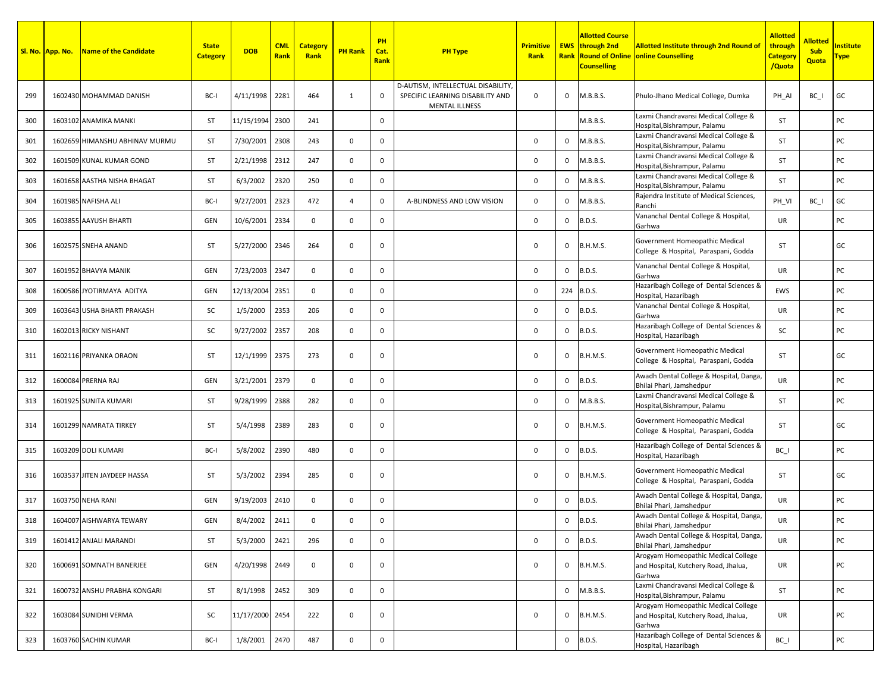| Sl. No. | App. No. | Name of the Candidate | State Category | DOB | CML Rank | Category Rank | PH Rank | PH Cat. Rank | PH Type | Primitive Rank | EWS Rank | Allotted Course through 2nd Round of Online Counselling | Allotted Institute through 2nd Round of online Counselling | Allotted through Category /Quota | Allotted Sub Quota | Institute Type |
|---|---|---|---|---|---|---|---|---|---|---|---|---|---|---|---|---|
| 299 | 1602430 | MOHAMMAD DANISH | BC-I | 4/11/1998 | 2281 | 464 | 1 | 0 | D-AUTISM, INTELLECTUAL DISABILITY, SPECIFIC LEARNING DISABILITY AND MENTAL ILLNESS | 0 | 0 | M.B.B.S. | Phulo-Jhano Medical College, Dumka | PH_AI | BC_I | GC |
| 300 | 1603102 | ANAMIKA MANKI | ST | 11/15/1994 | 2300 | 241 | | 0 | | | | M.B.B.S. | Laxmi Chandravansi Medical College & Hospital,Bishrampur, Palamu | ST | | PC |
| 301 | 1602659 | HIMANSHU ABHINAV MURMU | ST | 7/30/2001 | 2308 | 243 | 0 | 0 | | 0 | 0 | M.B.B.S. | Laxmi Chandravansi Medical College & Hospital,Bishrampur, Palamu | ST | | PC |
| 302 | 1601509 | KUNAL KUMAR GOND | ST | 2/21/1998 | 2312 | 247 | 0 | 0 | | 0 | 0 | M.B.B.S. | Laxmi Chandravansi Medical College & Hospital,Bishrampur, Palamu | ST | | PC |
| 303 | 1601658 | AASTHA NISHA BHAGAT | ST | 6/3/2002 | 2320 | 250 | 0 | 0 | | 0 | 0 | M.B.B.S. | Laxmi Chandravansi Medical College & Hospital,Bishrampur, Palamu | ST | | PC |
| 304 | 1601985 | NAFISHA ALI | BC-I | 9/27/2001 | 2323 | 472 | 4 | 0 | A-BLINDNESS AND LOW VISION | 0 | 0 | M.B.B.S. | Rajendra Institute of Medical Sciences, Ranchi | PH_VI | BC_I | GC |
| 305 | 1603855 | AAYUSH BHARTI | GEN | 10/6/2001 | 2334 | 0 | 0 | 0 | | 0 | 0 | B.D.S. | Vananchal Dental College & Hospital, Garhwa | UR | | PC |
| 306 | 1602575 | SNEHA ANAND | ST | 5/27/2000 | 2346 | 264 | 0 | 0 | | 0 | 0 | B.H.M.S. | Government Homeopathic Medical College & Hospital, Paraspani, Godda | ST | | GC |
| 307 | 1601952 | BHAVYA MANIK | GEN | 7/23/2003 | 2347 | 0 | 0 | 0 | | 0 | 0 | B.D.S. | Vananchal Dental College & Hospital, Garhwa | UR | | PC |
| 308 | 1600586 | JYOTIRMAYA ADITYA | GEN | 12/13/2004 | 2351 | 0 | 0 | 0 | | 0 | 224 | B.D.S. | Hazaribagh College of Dental Sciences & Hospital, Hazaribagh | EWS | | PC |
| 309 | 1603643 | USHA BHARTI PRAKASH | SC | 1/5/2000 | 2353 | 206 | 0 | 0 | | 0 | 0 | B.D.S. | Vananchal Dental College & Hospital, Garhwa | UR | | PC |
| 310 | 1602013 | RICKY NISHANT | SC | 9/27/2002 | 2357 | 208 | 0 | 0 | | 0 | 0 | B.D.S. | Hazaribagh College of Dental Sciences & Hospital, Hazaribagh | SC | | PC |
| 311 | 1602116 | PRIYANKA ORAON | ST | 12/1/1999 | 2375 | 273 | 0 | 0 | | 0 | 0 | B.H.M.S. | Government Homeopathic Medical College & Hospital, Paraspani, Godda | ST | | GC |
| 312 | 1600084 | PRERNA RAJ | GEN | 3/21/2001 | 2379 | 0 | 0 | 0 | | 0 | 0 | B.D.S. | Awadh Dental College & Hospital, Danga, Bhilai Phari, Jamshedpur | UR | | PC |
| 313 | 1601925 | SUNITA KUMARI | ST | 9/28/1999 | 2388 | 282 | 0 | 0 | | 0 | 0 | M.B.B.S. | Laxmi Chandravansi Medical College & Hospital,Bishrampur, Palamu | ST | | PC |
| 314 | 1601299 | NAMRATA TIRKEY | ST | 5/4/1998 | 2389 | 283 | 0 | 0 | | 0 | 0 | B.H.M.S. | Government Homeopathic Medical College & Hospital, Paraspani, Godda | ST | | GC |
| 315 | 1603209 | DOLI KUMARI | BC-I | 5/8/2002 | 2390 | 480 | 0 | 0 | | 0 | 0 | B.D.S. | Hazaribagh College of Dental Sciences & Hospital, Hazaribagh | BC_I | | PC |
| 316 | 1603537 | JITEN JAYDEEP HASSA | ST | 5/3/2002 | 2394 | 285 | 0 | 0 | | 0 | 0 | B.H.M.S. | Government Homeopathic Medical College & Hospital, Paraspani, Godda | ST | | GC |
| 317 | 1603750 | NEHA RANI | GEN | 9/19/2003 | 2410 | 0 | 0 | 0 | | 0 | 0 | B.D.S. | Awadh Dental College & Hospital, Danga, Bhilai Phari, Jamshedpur | UR | | PC |
| 318 | 1604007 | AISHWARYA TEWARY | GEN | 8/4/2002 | 2411 | 0 | 0 | 0 | | | 0 | B.D.S. | Awadh Dental College & Hospital, Danga, Bhilai Phari, Jamshedpur | UR | | PC |
| 319 | 1601412 | ANJALI MARANDI | ST | 5/3/2000 | 2421 | 296 | 0 | 0 | | 0 | 0 | B.D.S. | Awadh Dental College & Hospital, Danga, Bhilai Phari, Jamshedpur | UR | | PC |
| 320 | 1600691 | SOMNATH BANERJEE | GEN | 4/20/1998 | 2449 | 0 | 0 | 0 | | 0 | 0 | B.H.M.S. | Arogyam Homeopathic Medical College and Hospital, Kutchery Road, Jhalua, Garhwa | UR | | PC |
| 321 | 1600732 | ANSHU PRABHA KONGARI | ST | 8/1/1998 | 2452 | 309 | 0 | 0 | | | 0 | M.B.B.S. | Laxmi Chandravansi Medical College & Hospital,Bishrampur, Palamu | ST | | PC |
| 322 | 1603084 | SUNIDHI VERMA | SC | 11/17/2000 | 2454 | 222 | 0 | 0 | | 0 | 0 | B.H.M.S. | Arogyam Homeopathic Medical College and Hospital, Kutchery Road, Jhalua, Garhwa | UR | | PC |
| 323 | 1603760 | SACHIN KUMAR | BC-I | 1/8/2001 | 2470 | 487 | 0 | 0 | | | 0 | B.D.S. | Hazaribagh College of Dental Sciences & Hospital, Hazaribagh | BC_I | | PC |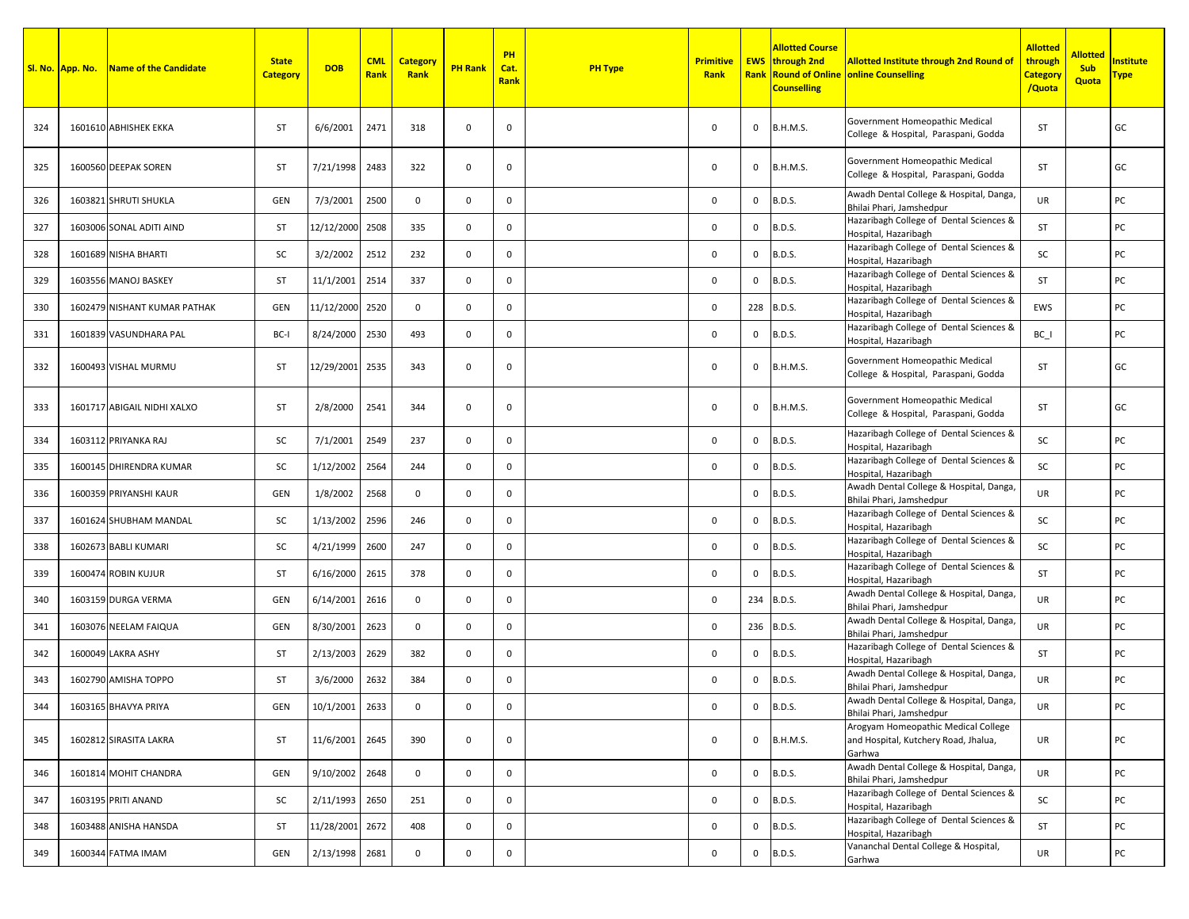| Sl. No. | App. No. | Name of the Candidate | State Category | DOB | CML Rank | Category Rank | PH Rank | PH Cat. Rank | PH Type | Primitive Rank | EWS Rank | Allotted Course through 2nd Round of Online Counselling | Allotted Institute through 2nd Round of online Counselling | Allotted through Category /Quota | Allotted Sub Quota | Institute Type |
|---|---|---|---|---|---|---|---|---|---|---|---|---|---|---|---|---|
| 324 | 1601610 | ABHISHEK EKKA | ST | 6/6/2001 | 2471 | 318 | 0 | 0 | | 0 | 0 | B.H.M.S. | Government Homeopathic Medical College & Hospital, Paraspani, Godda | ST | | GC |
| 325 | 1600560 | DEEPAK SOREN | ST | 7/21/1998 | 2483 | 322 | 0 | 0 | | 0 | 0 | B.H.M.S. | Government Homeopathic Medical College & Hospital, Paraspani, Godda | ST | | GC |
| 326 | 1603821 | SHRUTI SHUKLA | GEN | 7/3/2001 | 2500 | 0 | 0 | 0 | | 0 | 0 | B.D.S. | Awadh Dental College & Hospital, Danga, Bhilai Phari, Jamshedpur | UR | | PC |
| 327 | 1603006 | SONAL ADITI AIND | ST | 12/12/2000 | 2508 | 335 | 0 | 0 | | 0 | 0 | B.D.S. | Hazaribagh College of Dental Sciences & Hospital, Hazaribagh | ST | | PC |
| 328 | 1601689 | NISHA BHARTI | SC | 3/2/2002 | 2512 | 232 | 0 | 0 | | 0 | 0 | B.D.S. | Hazaribagh College of Dental Sciences & Hospital, Hazaribagh | SC | | PC |
| 329 | 1603556 | MANOJ BASKEY | ST | 11/1/2001 | 2514 | 337 | 0 | 0 | | 0 | 0 | B.D.S. | Hazaribagh College of Dental Sciences & Hospital, Hazaribagh | ST | | PC |
| 330 | 1602479 | NISHANT KUMAR PATHAK | GEN | 11/12/2000 | 2520 | 0 | 0 | 0 | | 0 | 228 | B.D.S. | Hazaribagh College of Dental Sciences & Hospital, Hazaribagh | EWS | | PC |
| 331 | 1601839 | VASUNDHARA PAL | BC-I | 8/24/2000 | 2530 | 493 | 0 | 0 | | 0 | 0 | B.D.S. | Hazaribagh College of Dental Sciences & Hospital, Hazaribagh | BC_I | | PC |
| 332 | 1600493 | VISHAL MURMU | ST | 12/29/2001 | 2535 | 343 | 0 | 0 | | 0 | 0 | B.H.M.S. | Government Homeopathic Medical College & Hospital, Paraspani, Godda | ST | | GC |
| 333 | 1601717 | ABIGAIL NIDHI XALXO | ST | 2/8/2000 | 2541 | 344 | 0 | 0 | | 0 | 0 | B.H.M.S. | Government Homeopathic Medical College & Hospital, Paraspani, Godda | ST | | GC |
| 334 | 1603112 | PRIYANKA RAJ | SC | 7/1/2001 | 2549 | 237 | 0 | 0 | | 0 | 0 | B.D.S. | Hazaribagh College of Dental Sciences & Hospital, Hazaribagh | SC | | PC |
| 335 | 1600145 | DHIRENDRA KUMAR | SC | 1/12/2002 | 2564 | 244 | 0 | 0 | | 0 | 0 | B.D.S. | Hazaribagh College of Dental Sciences & Hospital, Hazaribagh | SC | | PC |
| 336 | 1600359 | PRIYANSHI KAUR | GEN | 1/8/2002 | 2568 | 0 | 0 | 0 | | | 0 | B.D.S. | Awadh Dental College & Hospital, Danga, Bhilai Phari, Jamshedpur | UR | | PC |
| 337 | 1601624 | SHUBHAM MANDAL | SC | 1/13/2002 | 2596 | 246 | 0 | 0 | | 0 | 0 | B.D.S. | Hazaribagh College of Dental Sciences & Hospital, Hazaribagh | SC | | PC |
| 338 | 1602673 | BABLI KUMARI | SC | 4/21/1999 | 2600 | 247 | 0 | 0 | | 0 | 0 | B.D.S. | Hazaribagh College of Dental Sciences & Hospital, Hazaribagh | SC | | PC |
| 339 | 1600474 | ROBIN KUJUR | ST | 6/16/2000 | 2615 | 378 | 0 | 0 | | 0 | 0 | B.D.S. | Hazaribagh College of Dental Sciences & Hospital, Hazaribagh | ST | | PC |
| 340 | 1603159 | DURGA VERMA | GEN | 6/14/2001 | 2616 | 0 | 0 | 0 | | 0 | 234 | B.D.S. | Awadh Dental College & Hospital, Danga, Bhilai Phari, Jamshedpur | UR | | PC |
| 341 | 1603076 | NEELAM FAIQUA | GEN | 8/30/2001 | 2623 | 0 | 0 | 0 | | 0 | 236 | B.D.S. | Awadh Dental College & Hospital, Danga, Bhilai Phari, Jamshedpur | UR | | PC |
| 342 | 1600049 | LAKRA ASHY | ST | 2/13/2003 | 2629 | 382 | 0 | 0 | | 0 | 0 | B.D.S. | Hazaribagh College of Dental Sciences & Hospital, Hazaribagh | ST | | PC |
| 343 | 1602790 | AMISHA TOPPO | ST | 3/6/2000 | 2632 | 384 | 0 | 0 | | 0 | 0 | B.D.S. | Awadh Dental College & Hospital, Danga, Bhilai Phari, Jamshedpur | UR | | PC |
| 344 | 1603165 | BHAVYA PRIYA | GEN | 10/1/2001 | 2633 | 0 | 0 | 0 | | 0 | 0 | B.D.S. | Awadh Dental College & Hospital, Danga, Bhilai Phari, Jamshedpur | UR | | PC |
| 345 | 1602812 | SIRASITA LAKRA | ST | 11/6/2001 | 2645 | 390 | 0 | 0 | | 0 | 0 | B.H.M.S. | Arogyam Homeopathic Medical College and Hospital, Kutchery Road, Jhalua, Garhwa | UR | | PC |
| 346 | 1601814 | MOHIT CHANDRA | GEN | 9/10/2002 | 2648 | 0 | 0 | 0 | | 0 | 0 | B.D.S. | Awadh Dental College & Hospital, Danga, Bhilai Phari, Jamshedpur | UR | | PC |
| 347 | 1603195 | PRITI ANAND | SC | 2/11/1993 | 2650 | 251 | 0 | 0 | | 0 | 0 | B.D.S. | Hazaribagh College of Dental Sciences & Hospital, Hazaribagh | SC | | PC |
| 348 | 1603488 | ANISHA HANSDA | ST | 11/28/2001 | 2672 | 408 | 0 | 0 | | 0 | 0 | B.D.S. | Hazaribagh College of Dental Sciences & Hospital, Hazaribagh | ST | | PC |
| 349 | 1600344 | FATMA IMAM | GEN | 2/13/1998 | 2681 | 0 | 0 | 0 | | 0 | 0 | B.D.S. | Vananchal Dental College & Hospital, Garhwa | UR | | PC |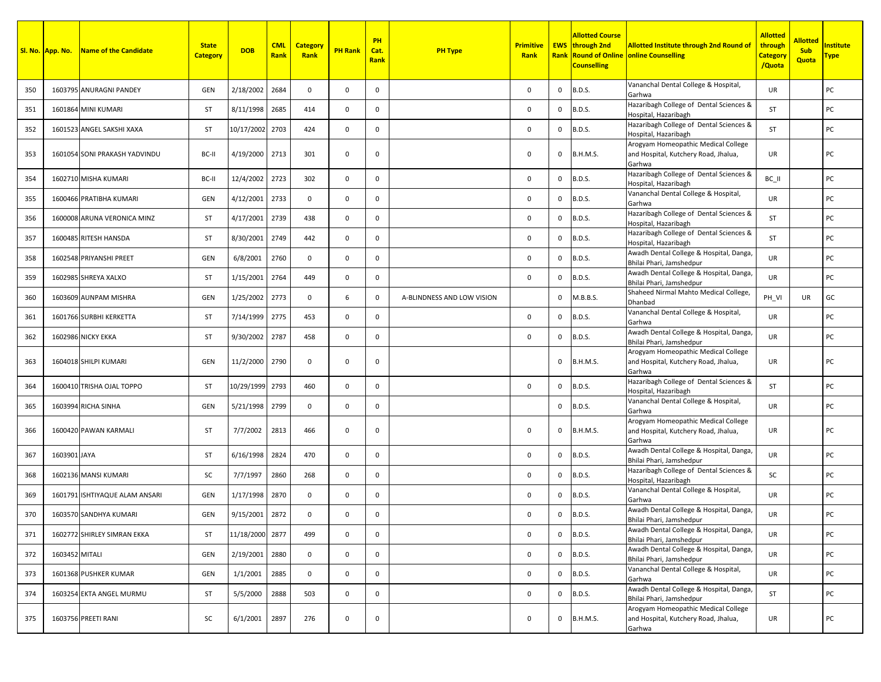| Sl. No. | App. No. | Name of the Candidate | State Category | DOB | CML Rank | Category Rank | PH Rank | PH Cat. Rank | PH Type | Primitive Rank | EWS Rank | Allotted Course through 2nd Round of Online Counselling | Allotted Institute through 2nd Round of online Counselling | Allotted through Category /Quota | Allotted Sub Quota | Institute Type |
|---|---|---|---|---|---|---|---|---|---|---|---|---|---|---|---|---|
| 350 | 1603795 | ANURAGNI PANDEY | GEN | 2/18/2002 | 2684 | 0 | 0 | 0 | | 0 | 0 | B.D.S. | Vananchal Dental College & Hospital, Garhwa | UR | | PC |
| 351 | 1601864 | MINI KUMARI | ST | 8/11/1998 | 2685 | 414 | 0 | 0 | | 0 | 0 | B.D.S. | Hazaribagh College of Dental Sciences & Hospital, Hazaribagh | ST | | PC |
| 352 | 1601523 | ANGEL SAKSHI XAXA | ST | 10/17/2002 | 2703 | 424 | 0 | 0 | | 0 | 0 | B.D.S. | Hazaribagh College of Dental Sciences & Hospital, Hazaribagh | ST | | PC |
| 353 | 1601054 | SONI PRAKASH YADVINDU | BC-II | 4/19/2000 | 2713 | 301 | 0 | 0 | | 0 | 0 | B.H.M.S. | Arogyam Homeopathic Medical College and Hospital, Kutchery Road, Jhalua, Garhwa | UR | | PC |
| 354 | 1602710 | MISHA KUMARI | BC-II | 12/4/2002 | 2723 | 302 | 0 | 0 | | 0 | 0 | B.D.S. | Hazaribagh College of Dental Sciences & Hospital, Hazaribagh | BC_II | | PC |
| 355 | 1600466 | PRATIBHA KUMARI | GEN | 4/12/2001 | 2733 | 0 | 0 | 0 | | 0 | 0 | B.D.S. | Vananchal Dental College & Hospital, Garhwa | UR | | PC |
| 356 | 1600008 | ARUNA VERONICA MINZ | ST | 4/17/2001 | 2739 | 438 | 0 | 0 | | 0 | 0 | B.D.S. | Hazaribagh College of Dental Sciences & Hospital, Hazaribagh | ST | | PC |
| 357 | 1600485 | RITESH HANSDA | ST | 8/30/2001 | 2749 | 442 | 0 | 0 | | 0 | 0 | B.D.S. | Hazaribagh College of Dental Sciences & Hospital, Hazaribagh | ST | | PC |
| 358 | 1602548 | PRIYANSHI PREET | GEN | 6/8/2001 | 2760 | 0 | 0 | 0 | | 0 | 0 | B.D.S. | Awadh Dental College & Hospital, Danga, Bhilai Phari, Jamshedpur | UR | | PC |
| 359 | 1602985 | SHREYA XALXO | ST | 1/15/2001 | 2764 | 449 | 0 | 0 | | 0 | 0 | B.D.S. | Awadh Dental College & Hospital, Danga, Bhilai Phari, Jamshedpur | UR | | PC |
| 360 | 1603609 | AUNPAM MISHRA | GEN | 1/25/2002 | 2773 | 0 | 6 | 0 | A-BLINDNESS AND LOW VISION | | 0 | M.B.B.S. | Shaheed Nirmal Mahto Medical College, Dhanbad | PH_VI | UR | GC |
| 361 | 1601766 | SURBHI KERKETTA | ST | 7/14/1999 | 2775 | 453 | 0 | 0 | | 0 | 0 | B.D.S. | Vananchal Dental College & Hospital, Garhwa | UR | | PC |
| 362 | 1602986 | NICKY EKKA | ST | 9/30/2002 | 2787 | 458 | 0 | 0 | | 0 | 0 | B.D.S. | Awadh Dental College & Hospital, Danga, Bhilai Phari, Jamshedpur | UR | | PC |
| 363 | 1604018 | SHILPI KUMARI | GEN | 11/2/2000 | 2790 | 0 | 0 | 0 | | | 0 | B.H.M.S. | Arogyam Homeopathic Medical College and Hospital, Kutchery Road, Jhalua, Garhwa | UR | | PC |
| 364 | 1600410 | TRISHA OJAL TOPPO | ST | 10/29/1999 | 2793 | 460 | 0 | 0 | | 0 | 0 | B.D.S. | Hazaribagh College of Dental Sciences & Hospital, Hazaribagh | ST | | PC |
| 365 | 1603994 | RICHA SINHA | GEN | 5/21/1998 | 2799 | 0 | 0 | 0 | | | 0 | B.D.S. | Vananchal Dental College & Hospital, Garhwa | UR | | PC |
| 366 | 1600420 | PAWAN KARMALI | ST | 7/7/2002 | 2813 | 466 | 0 | 0 | | 0 | 0 | B.H.M.S. | Arogyam Homeopathic Medical College and Hospital, Kutchery Road, Jhalua, Garhwa | UR | | PC |
| 367 | 1603901 | JAYA | ST | 6/16/1998 | 2824 | 470 | 0 | 0 | | 0 | 0 | B.D.S. | Awadh Dental College & Hospital, Danga, Bhilai Phari, Jamshedpur | UR | | PC |
| 368 | 1602136 | MANSI KUMARI | SC | 7/7/1997 | 2860 | 268 | 0 | 0 | | 0 | 0 | B.D.S. | Hazaribagh College of Dental Sciences & Hospital, Hazaribagh | SC | | PC |
| 369 | 1601791 | ISHTIYAQUE ALAM ANSARI | GEN | 1/17/1998 | 2870 | 0 | 0 | 0 | | 0 | 0 | B.D.S. | Vananchal Dental College & Hospital, Garhwa | UR | | PC |
| 370 | 1603570 | SANDHYA KUMARI | GEN | 9/15/2001 | 2872 | 0 | 0 | 0 | | 0 | 0 | B.D.S. | Awadh Dental College & Hospital, Danga, Bhilai Phari, Jamshedpur | UR | | PC |
| 371 | 1602772 | SHIRLEY SIMRAN EKKA | ST | 11/18/2000 | 2877 | 499 | 0 | 0 | | 0 | 0 | B.D.S. | Awadh Dental College & Hospital, Danga, Bhilai Phari, Jamshedpur | UR | | PC |
| 372 | 1603452 | MITALI | GEN | 2/19/2001 | 2880 | 0 | 0 | 0 | | 0 | 0 | B.D.S. | Awadh Dental College & Hospital, Danga, Bhilai Phari, Jamshedpur | UR | | PC |
| 373 | 1601368 | PUSHKER KUMAR | GEN | 1/1/2001 | 2885 | 0 | 0 | 0 | | 0 | 0 | B.D.S. | Vananchal Dental College & Hospital, Garhwa | UR | | PC |
| 374 | 1603254 | EKTA ANGEL MURMU | ST | 5/5/2000 | 2888 | 503 | 0 | 0 | | 0 | 0 | B.D.S. | Awadh Dental College & Hospital, Danga, Bhilai Phari, Jamshedpur | ST | | PC |
| 375 | 1603756 | PREETI RANI | SC | 6/1/2001 | 2897 | 276 | 0 | 0 | | 0 | 0 | B.H.M.S. | Arogyam Homeopathic Medical College and Hospital, Kutchery Road, Jhalua, Garhwa | UR | | PC |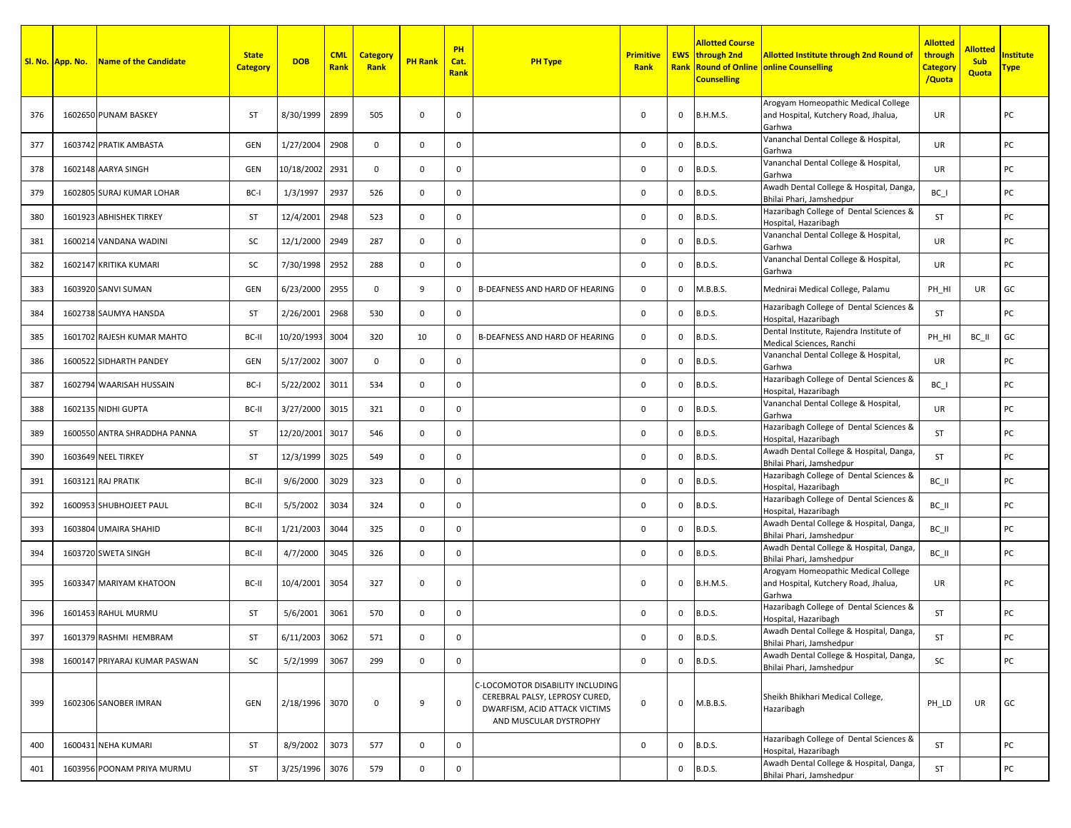| Sl. No. | App. No. | Name of the Candidate | State Category | DOB | CML Rank | Category Rank | PH Rank | PH Cat. Rank | PH Type | Primitive Rank | EWS Rank | Allotted Course through 2nd Round of Online Counselling | Allotted Institute through 2nd Round of online Counselling | Allotted through Category /Quota | Allotted Sub Quota | Institute Type |
|---|---|---|---|---|---|---|---|---|---|---|---|---|---|---|---|---|
| 376 | 1602650 | PUNAM BASKEY | ST | 8/30/1999 | 2899 | 505 | 0 | 0 | | 0 | 0 | B.H.M.S. | Arogyam Homeopathic Medical College and Hospital, Kutchery Road, Jhalua, Garhwa | UR | | PC |
| 377 | 1603742 | PRATIK AMBASTA | GEN | 1/27/2004 | 2908 | 0 | 0 | 0 | | 0 | 0 | B.D.S. | Vananchal Dental College & Hospital, Garhwa | UR | | PC |
| 378 | 1602148 | AARYA SINGH | GEN | 10/18/2002 | 2931 | 0 | 0 | 0 | | 0 | 0 | B.D.S. | Vananchal Dental College & Hospital, Garhwa | UR | | PC |
| 379 | 1602805 | SURAJ KUMAR LOHAR | BC-I | 1/3/1997 | 2937 | 526 | 0 | 0 | | 0 | 0 | B.D.S. | Awadh Dental College & Hospital, Danga, Bhilai Phari, Jamshedpur | BC_I | | PC |
| 380 | 1601923 | ABHISHEK TIRKEY | ST | 12/4/2001 | 2948 | 523 | 0 | 0 | | 0 | 0 | B.D.S. | Hazaribagh College of Dental Sciences & Hospital, Hazaribagh | ST | | PC |
| 381 | 1600214 | VANDANA WADINI | SC | 12/1/2000 | 2949 | 287 | 0 | 0 | | 0 | 0 | B.D.S. | Vananchal Dental College & Hospital, Garhwa | UR | | PC |
| 382 | 1602147 | KRITIKA KUMARI | SC | 7/30/1998 | 2952 | 288 | 0 | 0 | | 0 | 0 | B.D.S. | Vananchal Dental College & Hospital, Garhwa | UR | | PC |
| 383 | 1603920 | SANVI SUMAN | GEN | 6/23/2000 | 2955 | 0 | 9 | 0 | B-DEAFNESS AND HARD OF HEARING | 0 | 0 | M.B.B.S. | Mednirai Medical College, Palamu | PH_HI | UR | GC |
| 384 | 1602738 | SAUMYA HANSDA | ST | 2/26/2001 | 2968 | 530 | 0 | 0 | | 0 | 0 | B.D.S. | Hazaribagh College of Dental Sciences & Hospital, Hazaribagh | ST | | PC |
| 385 | 1601702 | RAJESH KUMAR MAHTO | BC-II | 10/20/1993 | 3004 | 320 | 10 | 0 | B-DEAFNESS AND HARD OF HEARING | 0 | 0 | B.D.S. | Dental Institute, Rajendra Institute of Medical Sciences, Ranchi | PH_HI | BC_II | GC |
| 386 | 1600522 | SIDHARTH PANDEY | GEN | 5/17/2002 | 3007 | 0 | 0 | 0 | | 0 | 0 | B.D.S. | Vananchal Dental College & Hospital, Garhwa | UR | | PC |
| 387 | 1602794 | WAARISAH HUSSAIN | BC-I | 5/22/2002 | 3011 | 534 | 0 | 0 | | 0 | 0 | B.D.S. | Hazaribagh College of Dental Sciences & Hospital, Hazaribagh | BC_I | | PC |
| 388 | 1602135 | NIDHI GUPTA | BC-II | 3/27/2000 | 3015 | 321 | 0 | 0 | | 0 | 0 | B.D.S. | Vananchal Dental College & Hospital, Garhwa | UR | | PC |
| 389 | 1600550 | ANTRA SHRADDHA PANNA | ST | 12/20/2001 | 3017 | 546 | 0 | 0 | | 0 | 0 | B.D.S. | Hazaribagh College of Dental Sciences & Hospital, Hazaribagh | ST | | PC |
| 390 | 1603649 | NEEL TIRKEY | ST | 12/3/1999 | 3025 | 549 | 0 | 0 | | 0 | 0 | B.D.S. | Awadh Dental College & Hospital, Danga, Bhilai Phari, Jamshedpur | ST | | PC |
| 391 | 1603121 | RAJ PRATIK | BC-II | 9/6/2000 | 3029 | 323 | 0 | 0 | | 0 | 0 | B.D.S. | Hazaribagh College of Dental Sciences & Hospital, Hazaribagh | BC_II | | PC |
| 392 | 1600953 | SHUBHOJEET PAUL | BC-II | 5/5/2002 | 3034 | 324 | 0 | 0 | | 0 | 0 | B.D.S. | Hazaribagh College of Dental Sciences & Hospital, Hazaribagh | BC_II | | PC |
| 393 | 1603804 | UMAIRA SHAHID | BC-II | 1/21/2003 | 3044 | 325 | 0 | 0 | | 0 | 0 | B.D.S. | Awadh Dental College & Hospital, Danga, Bhilai Phari, Jamshedpur | BC_II | | PC |
| 394 | 1603720 | SWETA SINGH | BC-II | 4/7/2000 | 3045 | 326 | 0 | 0 | | 0 | 0 | B.D.S. | Awadh Dental College & Hospital, Danga, Bhilai Phari, Jamshedpur | BC_II | | PC |
| 395 | 1603347 | MARIYAM KHATOON | BC-II | 10/4/2001 | 3054 | 327 | 0 | 0 | | 0 | 0 | B.H.M.S. | Arogyam Homeopathic Medical College and Hospital, Kutchery Road, Jhalua, Garhwa | UR | | PC |
| 396 | 1601453 | RAHUL MURMU | ST | 5/6/2001 | 3061 | 570 | 0 | 0 | | 0 | 0 | B.D.S. | Hazaribagh College of Dental Sciences & Hospital, Hazaribagh | ST | | PC |
| 397 | 1601379 | RASHMI HEMBRAM | ST | 6/11/2003 | 3062 | 571 | 0 | 0 | | 0 | 0 | B.D.S. | Awadh Dental College & Hospital, Danga, Bhilai Phari, Jamshedpur | ST | | PC |
| 398 | 1600147 | PRIYARAJ KUMAR PASWAN | SC | 5/2/1999 | 3067 | 299 | 0 | 0 | | 0 | 0 | B.D.S. | Awadh Dental College & Hospital, Danga, Bhilai Phari, Jamshedpur | SC | | PC |
| 399 | 1602306 | SANOBER IMRAN | GEN | 2/18/1996 | 3070 | 0 | 9 | 0 | C-LOCOMOTOR DISABILITY INCLUDING CEREBRAL PALSY, LEPROSY CURED, DWARFISM, ACID ATTACK VICTIMS AND MUSCULAR DYSTROPHY | 0 | 0 | M.B.B.S. | Sheikh Bhikhari Medical College, Hazaribagh | PH_LD | UR | GC |
| 400 | 1600431 | NEHA KUMARI | ST | 8/9/2002 | 3073 | 577 | 0 | 0 | | 0 | 0 | B.D.S. | Hazaribagh College of Dental Sciences & Hospital, Hazaribagh | ST | | PC |
| 401 | 1603956 | POONAM PRIYA MURMU | ST | 3/25/1996 | 3076 | 579 | 0 | 0 | | | 0 | B.D.S. | Awadh Dental College & Hospital, Danga, Bhilai Phari, Jamshedpur | ST | | PC |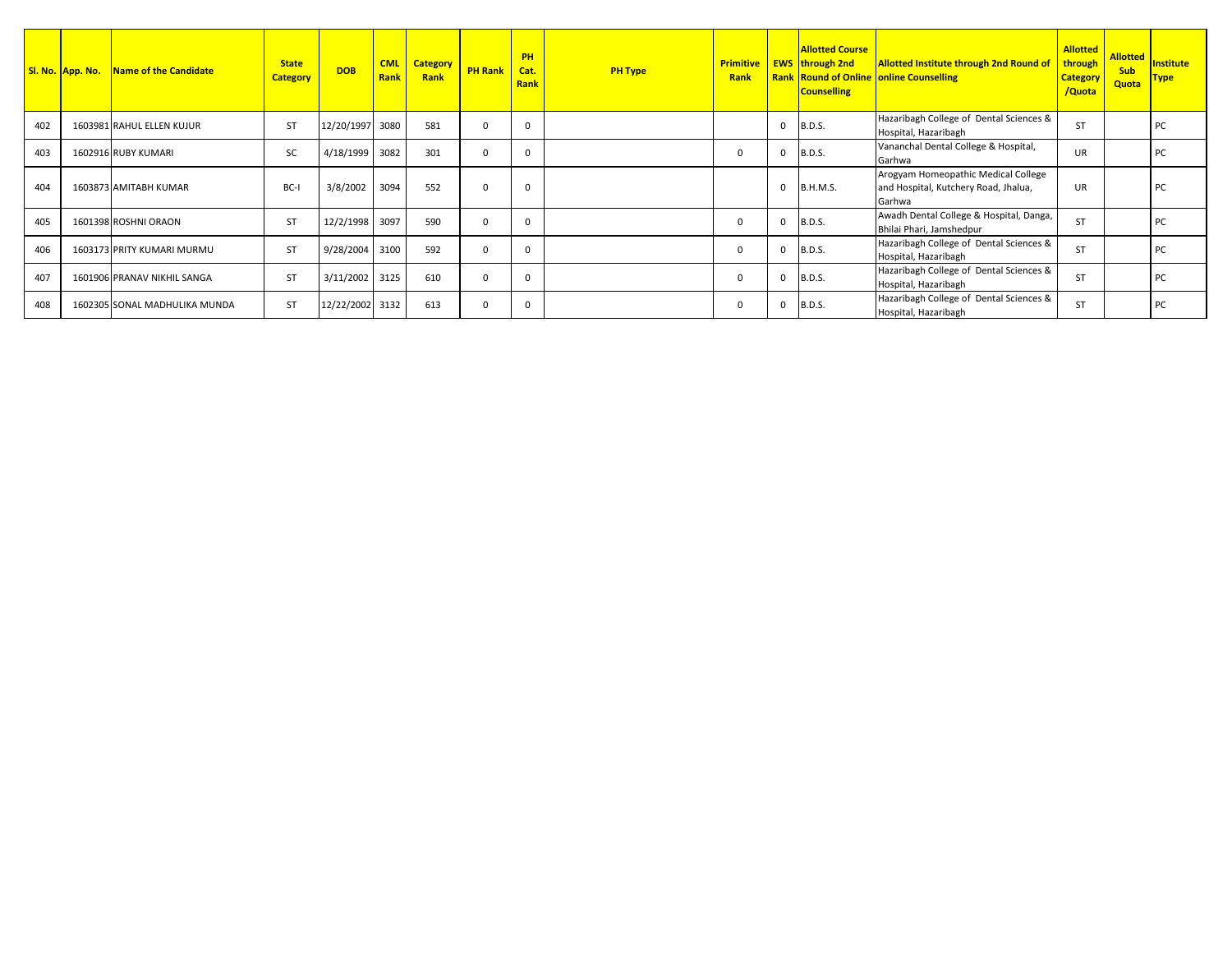| Sl. No. | App. No. | Name of the Candidate | State Category | DOB | CML Rank | Category Rank | PH Rank | PH Cat. Rank | PH Type | Primitive Rank | EWS Rank | Allotted Course through 2nd Round of Online Counselling | Allotted Institute through 2nd Round of online Counselling | Allotted through Category /Quota | Allotted Sub Quota | Institute Type |
|---|---|---|---|---|---|---|---|---|---|---|---|---|---|---|---|---|
| 402 | 1603981 | RAHUL ELLEN KUJUR | ST | 12/20/1997 | 3080 | 581 | 0 | 0 | | | 0 | B.D.S. | Hazaribagh College of Dental Sciences & Hospital, Hazaribagh | ST | | PC |
| 403 | 1602916 | RUBY KUMARI | SC | 4/18/1999 | 3082 | 301 | 0 | 0 | | 0 | 0 | B.D.S. | Vananchal Dental College & Hospital, Garhwa | UR | | PC |
| 404 | 1603873 | AMITABH KUMAR | BC-I | 3/8/2002 | 3094 | 552 | 0 | 0 | | | 0 | B.H.M.S. | Arogyam Homeopathic Medical College and Hospital, Kutchery Road, Jhalua, Garhwa | UR | | PC |
| 405 | 1601398 | ROSHNI ORAON | ST | 12/2/1998 | 3097 | 590 | 0 | 0 | | 0 | 0 | B.D.S. | Awadh Dental College & Hospital, Danga, Bhilai Phari, Jamshedpur | ST | | PC |
| 406 | 1603173 | PRITY KUMARI MURMU | ST | 9/28/2004 | 3100 | 592 | 0 | 0 | | 0 | 0 | B.D.S. | Hazaribagh College of Dental Sciences & Hospital, Hazaribagh | ST | | PC |
| 407 | 1601906 | PRANAV NIKHIL SANGA | ST | 3/11/2002 | 3125 | 610 | 0 | 0 | | 0 | 0 | B.D.S. | Hazaribagh College of Dental Sciences & Hospital, Hazaribagh | ST | | PC |
| 408 | 1602305 | SONAL MADHULIKA MUNDA | ST | 12/22/2002 | 3132 | 613 | 0 | 0 | | 0 | 0 | B.D.S. | Hazaribagh College of Dental Sciences & Hospital, Hazaribagh | ST | | PC |